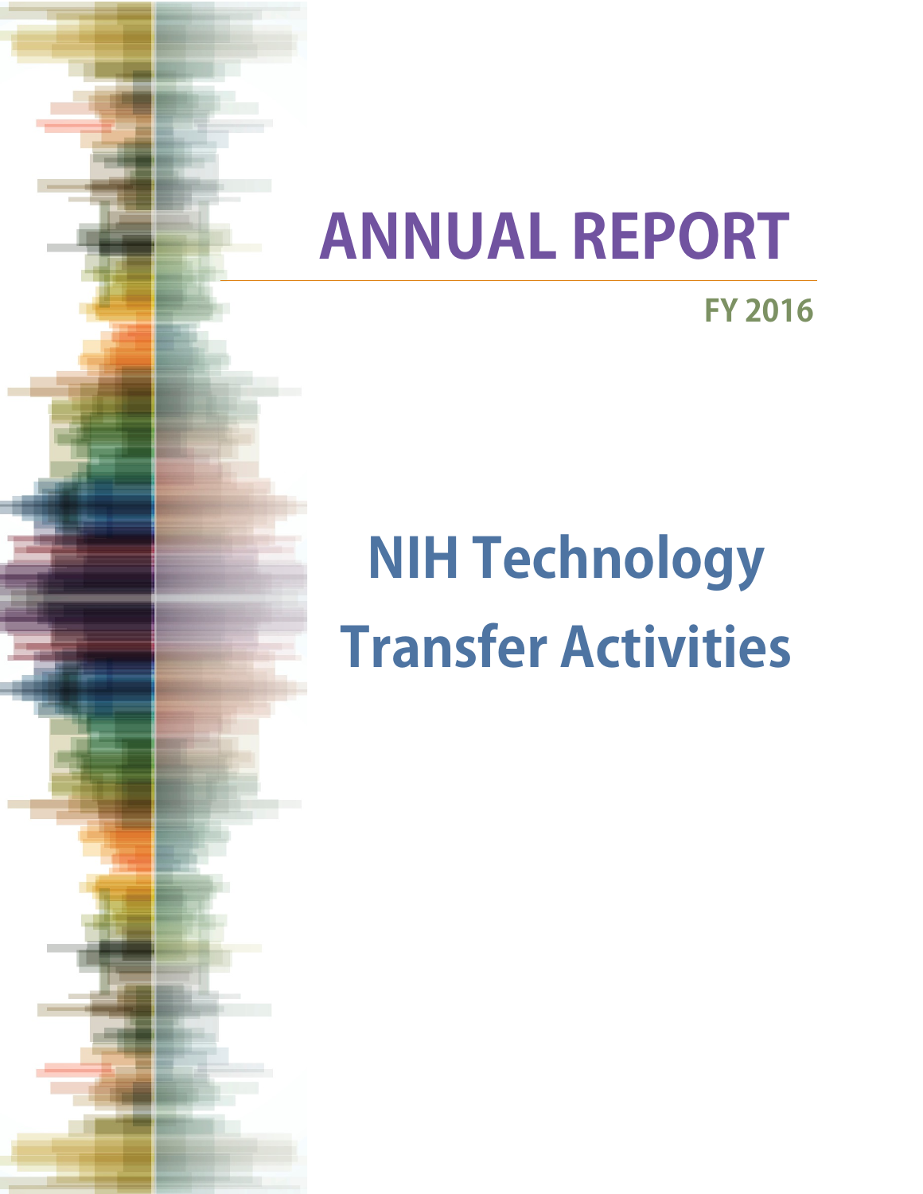# ANNUAL REPORT

FY 2016

# NIH Technology Transfer Activities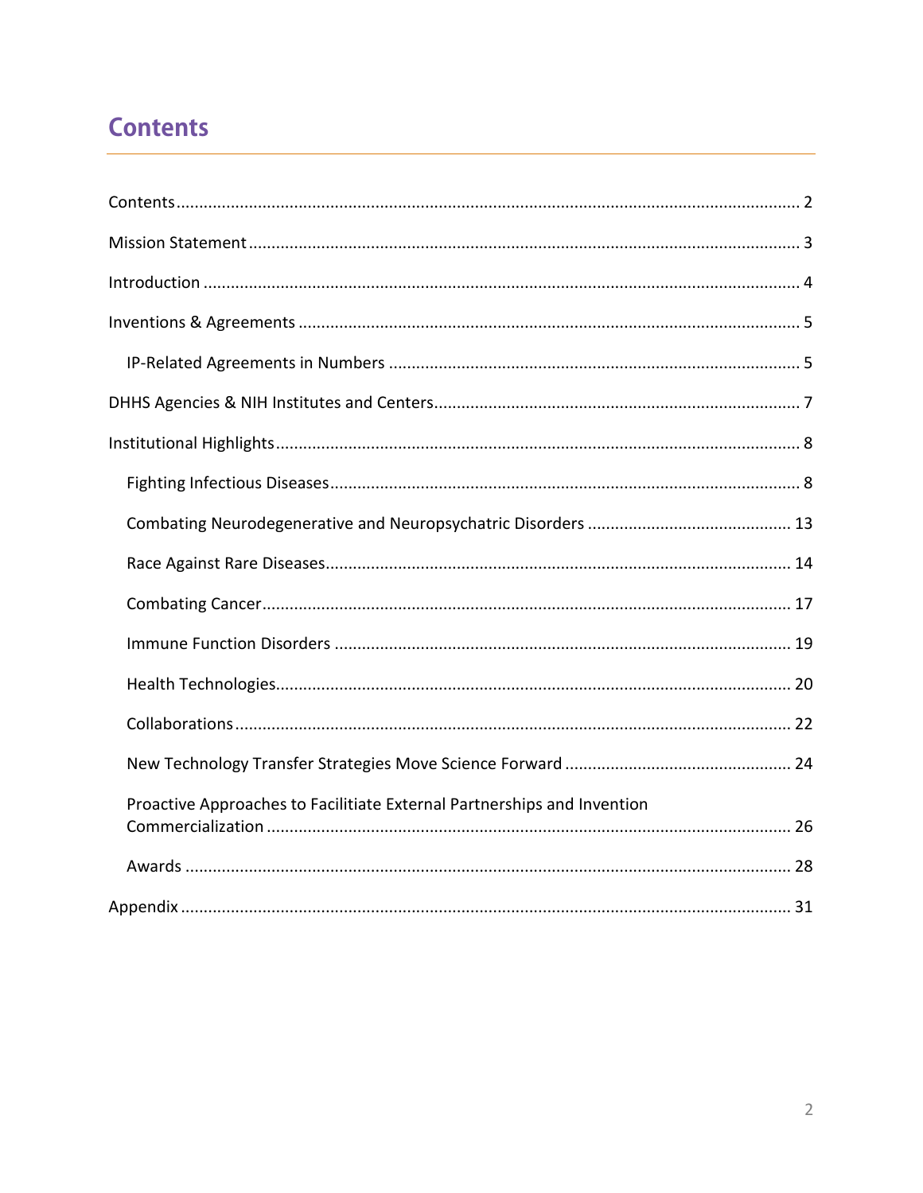# Contents

- Contents ........ 2
- Mission Statement ........ 3
- Introduction ........ 4
- Inventions & Agreements ........ 5
  - IP-Related Agreements in Numbers ........ 5
- DHHS Agencies & NIH Institutes and Centers ........ 7
- Institutional Highlights ........ 8
  - Fighting Infectious Diseases ........ 8
  - Combating Neurodegenerative and Neuropsychatric Disorders ........ 13
  - Race Against Rare Diseases ........ 14
  - Combating Cancer ........ 17
  - Immune Function Disorders ........ 19
  - Health Technologies ........ 20
  - Collaborations ........ 22
  - New Technology Transfer Strategies Move Science Forward ........ 24
  - Proactive Approaches to Facilitiate External Partnerships and Invention Commercialization ........ 26
  - Awards ........ 28
- Appendix ........ 31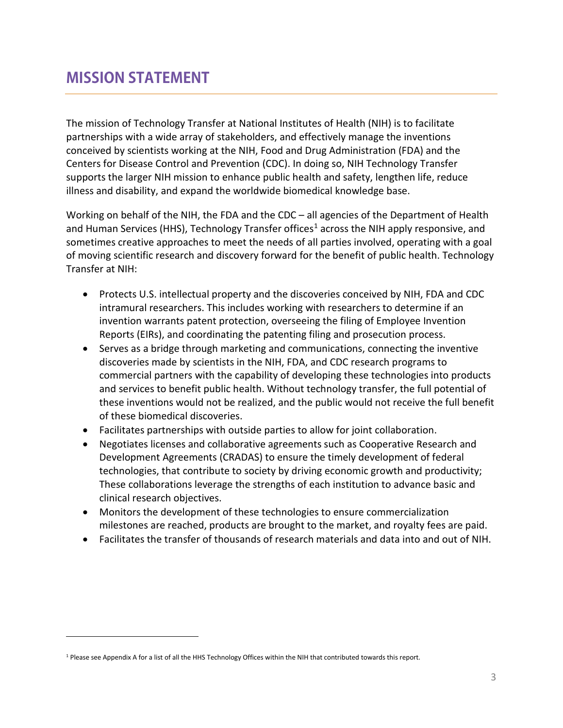# MISSION STATEMENT

The mission of Technology Transfer at National Institutes of Health (NIH) is to facilitate partnerships with a wide array of stakeholders, and effectively manage the inventions conceived by scientists working at the NIH, Food and Drug Administration (FDA) and the Centers for Disease Control and Prevention (CDC). In doing so, NIH Technology Transfer supports the larger NIH mission to enhance public health and safety, lengthen life, reduce illness and disability, and expand the worldwide biomedical knowledge base.

Working on behalf of the NIH, the FDA and the CDC – all agencies of the Department of Health and Human Services (HHS), Technology Transfer offices[1] across the NIH apply responsive, and sometimes creative approaches to meet the needs of all parties involved, operating with a goal of moving scientific research and discovery forward for the benefit of public health. Technology Transfer at NIH:

- Protects U.S. intellectual property and the discoveries conceived by NIH, FDA and CDC intramural researchers. This includes working with researchers to determine if an invention warrants patent protection, overseeing the filing of Employee Invention Reports (EIRs), and coordinating the patenting filing and prosecution process.
- Serves as a bridge through marketing and communications, connecting the inventive discoveries made by scientists in the NIH, FDA, and CDC research programs to commercial partners with the capability of developing these technologies into products and services to benefit public health. Without technology transfer, the full potential of these inventions would not be realized, and the public would not receive the full benefit of these biomedical discoveries.
- Facilitates partnerships with outside parties to allow for joint collaboration.
- Negotiates licenses and collaborative agreements such as Cooperative Research and Development Agreements (CRADAS) to ensure the timely development of federal technologies, that contribute to society by driving economic growth and productivity; These collaborations leverage the strengths of each institution to advance basic and clinical research objectives.
- Monitors the development of these technologies to ensure commercialization milestones are reached, products are brought to the market, and royalty fees are paid.
- Facilitates the transfer of thousands of research materials and data into and out of NIH.

[1] Please see Appendix A for a list of all the HHS Technology Offices within the NIH that contributed towards this report.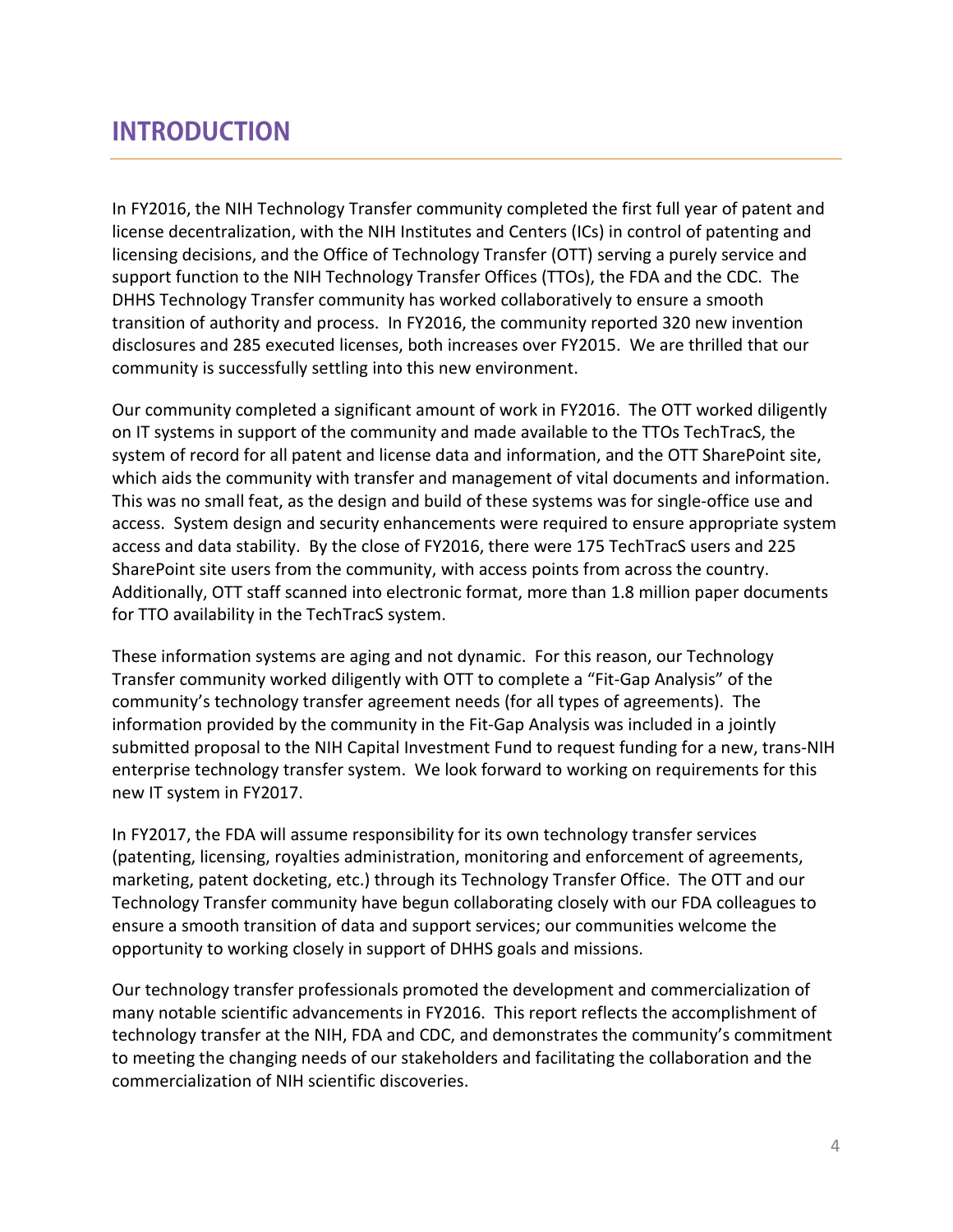# INTRODUCTION

In FY2016, the NIH Technology Transfer community completed the first full year of patent and license decentralization, with the NIH Institutes and Centers (ICs) in control of patenting and licensing decisions, and the Office of Technology Transfer (OTT) serving a purely service and support function to the NIH Technology Transfer Offices (TTOs), the FDA and the CDC. The DHHS Technology Transfer community has worked collaboratively to ensure a smooth transition of authority and process. In FY2016, the community reported 320 new invention disclosures and 285 executed licenses, both increases over FY2015. We are thrilled that our community is successfully settling into this new environment.

Our community completed a significant amount of work in FY2016. The OTT worked diligently on IT systems in support of the community and made available to the TTOs TechTracS, the system of record for all patent and license data and information, and the OTT SharePoint site, which aids the community with transfer and management of vital documents and information. This was no small feat, as the design and build of these systems was for single-office use and access. System design and security enhancements were required to ensure appropriate system access and data stability. By the close of FY2016, there were 175 TechTracS users and 225 SharePoint site users from the community, with access points from across the country. Additionally, OTT staff scanned into electronic format, more than 1.8 million paper documents for TTO availability in the TechTracS system.

These information systems are aging and not dynamic. For this reason, our Technology Transfer community worked diligently with OTT to complete a "Fit-Gap Analysis" of the community's technology transfer agreement needs (for all types of agreements). The information provided by the community in the Fit-Gap Analysis was included in a jointly submitted proposal to the NIH Capital Investment Fund to request funding for a new, trans-NIH enterprise technology transfer system. We look forward to working on requirements for this new IT system in FY2017.

In FY2017, the FDA will assume responsibility for its own technology transfer services (patenting, licensing, royalties administration, monitoring and enforcement of agreements, marketing, patent docketing, etc.) through its Technology Transfer Office. The OTT and our Technology Transfer community have begun collaborating closely with our FDA colleagues to ensure a smooth transition of data and support services; our communities welcome the opportunity to working closely in support of DHHS goals and missions.

Our technology transfer professionals promoted the development and commercialization of many notable scientific advancements in FY2016. This report reflects the accomplishment of technology transfer at the NIH, FDA and CDC, and demonstrates the community's commitment to meeting the changing needs of our stakeholders and facilitating the collaboration and the commercialization of NIH scientific discoveries.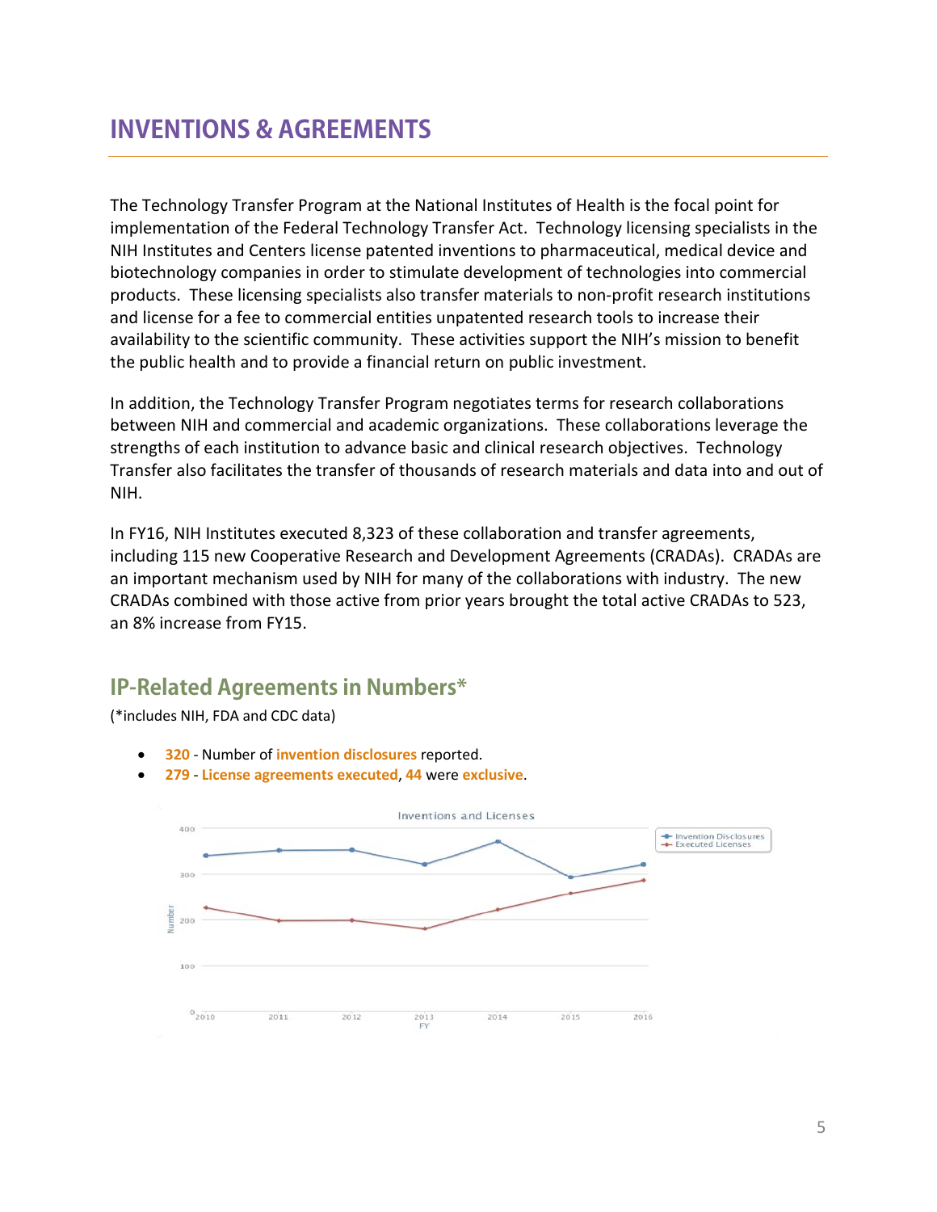# INVENTIONS & AGREEMENTS

The Technology Transfer Program at the National Institutes of Health is the focal point for implementation of the Federal Technology Transfer Act. Technology licensing specialists in the NIH Institutes and Centers license patented inventions to pharmaceutical, medical device and biotechnology companies in order to stimulate development of technologies into commercial products. These licensing specialists also transfer materials to non-profit research institutions and license for a fee to commercial entities unpatented research tools to increase their availability to the scientific community. These activities support the NIH's mission to benefit the public health and to provide a financial return on public investment.

In addition, the Technology Transfer Program negotiates terms for research collaborations between NIH and commercial and academic organizations. These collaborations leverage the strengths of each institution to advance basic and clinical research objectives. Technology Transfer also facilitates the transfer of thousands of research materials and data into and out of NIH.

In FY16, NIH Institutes executed 8,323 of these collaboration and transfer agreements, including 115 new Cooperative Research and Development Agreements (CRADAs). CRADAs are an important mechanism used by NIH for many of the collaborations with industry. The new CRADAs combined with those active from prior years brought the total active CRADAs to 523, an 8% increase from FY15.

## IP-Related Agreements in Numbers*

(*includes NIH, FDA and CDC data)

- **320** - Number of **invention disclosures** reported.
- **279** - **License agreements executed**, **44** were **exclusive**.

Inventions and Licenses

Number

Invention Disclosures
Executed Licenses

FY: 2010, 2011, 2012, 2013, 2014, 2015, 2016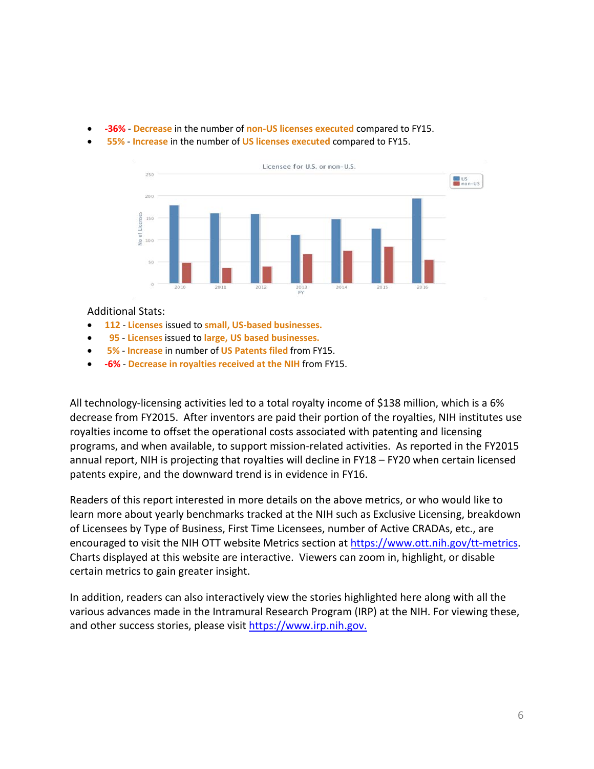- **-36%** - **Decrease** in the number of **non-US licenses executed** compared to FY15.
- **55%** - **Increase** in the number of **US licenses executed** compared to FY15.

Additional Stats:

- **112** - **Licenses** issued to **small, US-based businesses.**
- **95** - **Licenses** issued to **large, US based businesses.**
- **5%** - **Increase** in number of **US Patents filed** from FY15.
- **-6%** - **Decrease in royalties received at the NIH** from FY15.

All technology-licensing activities led to a total royalty income of $138 million, which is a 6% decrease from FY2015. After inventors are paid their portion of the royalties, NIH institutes use royalties income to offset the operational costs associated with patenting and licensing programs, and when available, to support mission-related activities. As reported in the FY2015 annual report, NIH is projecting that royalties will decline in FY18 – FY20 when certain licensed patents expire, and the downward trend is in evidence in FY16.

Readers of this report interested in more details on the above metrics, or who would like to learn more about yearly benchmarks tracked at the NIH such as Exclusive Licensing, breakdown of Licensees by Type of Business, First Time Licensees, number of Active CRADAs, etc., are encouraged to visit the NIH OTT website Metrics section at [https://www.ott.nih.gov/tt-metrics](https://www.ott.nih.gov/tt-metrics). Charts displayed at this website are interactive. Viewers can zoom in, highlight, or disable certain metrics to gain greater insight.

In addition, readers can also interactively view the stories highlighted here along with all the various advances made in the Intramural Research Program (IRP) at the NIH. For viewing these, and other success stories, please visit [https://www.irp.nih.gov.](https://www.irp.nih.gov)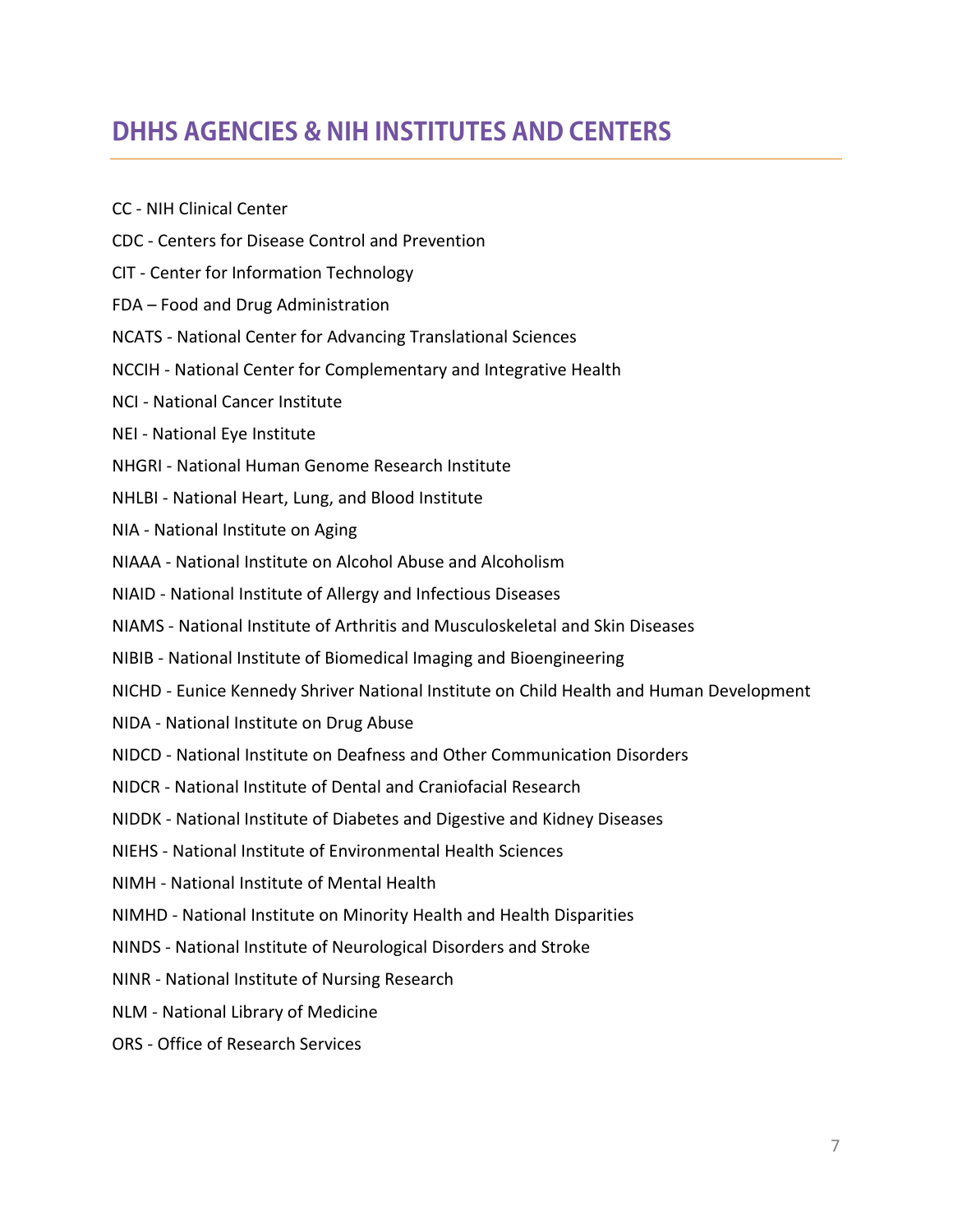## DHHS AGENCIES & NIH INSTITUTES AND CENTERS

CC - NIH Clinical Center

CDC - Centers for Disease Control and Prevention

CIT - Center for Information Technology

FDA – Food and Drug Administration

NCATS - National Center for Advancing Translational Sciences

NCCIH - National Center for Complementary and Integrative Health

NCI - National Cancer Institute

NEI - National Eye Institute

NHGRI - National Human Genome Research Institute

NHLBI - National Heart, Lung, and Blood Institute

NIA - National Institute on Aging

NIAAA - National Institute on Alcohol Abuse and Alcoholism

NIAID - National Institute of Allergy and Infectious Diseases

NIAMS - National Institute of Arthritis and Musculoskeletal and Skin Diseases

NIBIB - National Institute of Biomedical Imaging and Bioengineering

NICHD - Eunice Kennedy Shriver National Institute on Child Health and Human Development

NIDA - National Institute on Drug Abuse

NIDCD - National Institute on Deafness and Other Communication Disorders

NIDCR - National Institute of Dental and Craniofacial Research

NIDDK - National Institute of Diabetes and Digestive and Kidney Diseases

NIEHS - National Institute of Environmental Health Sciences

NIMH - National Institute of Mental Health

NIMHD - National Institute on Minority Health and Health Disparities

NINDS - National Institute of Neurological Disorders and Stroke

NINR - National Institute of Nursing Research

NLM - National Library of Medicine

ORS - Office of Research Services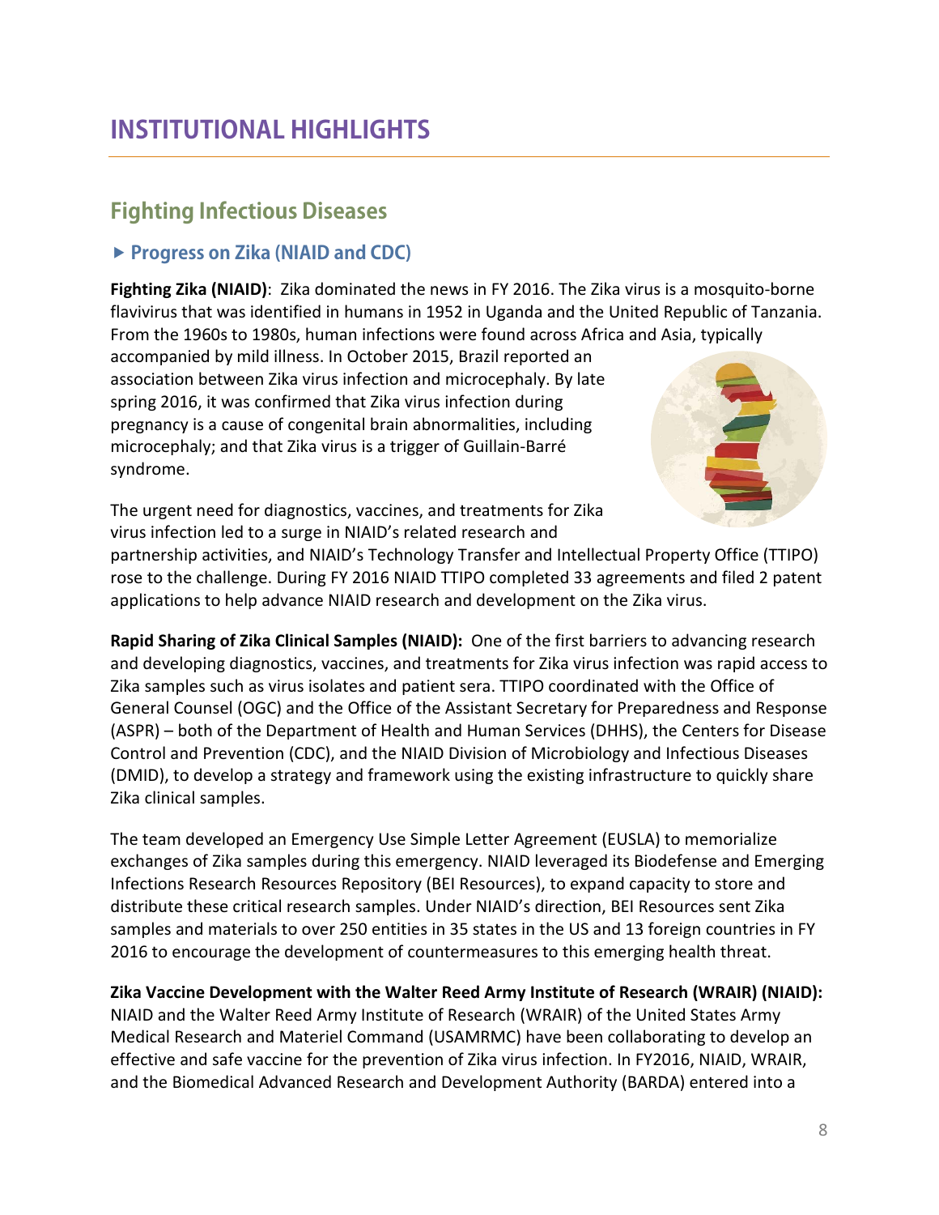# INSTITUTIONAL HIGHLIGHTS

## Fighting Infectious Diseases

### ▸ Progress on Zika (NIAID and CDC)

**Fighting Zika (NIAID)**: Zika dominated the news in FY 2016. The Zika virus is a mosquito-borne flavivirus that was identified in humans in 1952 in Uganda and the United Republic of Tanzania. From the 1960s to 1980s, human infections were found across Africa and Asia, typically accompanied by mild illness. In October 2015, Brazil reported an association between Zika virus infection and microcephaly. By late spring 2016, it was confirmed that Zika virus infection during pregnancy is a cause of congenital brain abnormalities, including microcephaly; and that Zika virus is a trigger of Guillain-Barré syndrome.

The urgent need for diagnostics, vaccines, and treatments for Zika virus infection led to a surge in NIAID's related research and partnership activities, and NIAID's Technology Transfer and Intellectual Property Office (TTIPO) rose to the challenge. During FY 2016 NIAID TTIPO completed 33 agreements and filed 2 patent applications to help advance NIAID research and development on the Zika virus.

**Rapid Sharing of Zika Clinical Samples (NIAID):** One of the first barriers to advancing research and developing diagnostics, vaccines, and treatments for Zika virus infection was rapid access to Zika samples such as virus isolates and patient sera. TTIPO coordinated with the Office of General Counsel (OGC) and the Office of the Assistant Secretary for Preparedness and Response (ASPR) – both of the Department of Health and Human Services (DHHS), the Centers for Disease Control and Prevention (CDC), and the NIAID Division of Microbiology and Infectious Diseases (DMID), to develop a strategy and framework using the existing infrastructure to quickly share Zika clinical samples.

The team developed an Emergency Use Simple Letter Agreement (EUSLA) to memorialize exchanges of Zika samples during this emergency. NIAID leveraged its Biodefense and Emerging Infections Research Resources Repository (BEI Resources), to expand capacity to store and distribute these critical research samples. Under NIAID's direction, BEI Resources sent Zika samples and materials to over 250 entities in 35 states in the US and 13 foreign countries in FY 2016 to encourage the development of countermeasures to this emerging health threat.

**Zika Vaccine Development with the Walter Reed Army Institute of Research (WRAIR) (NIAID):** NIAID and the Walter Reed Army Institute of Research (WRAIR) of the United States Army Medical Research and Materiel Command (USAMRMC) have been collaborating to develop an effective and safe vaccine for the prevention of Zika virus infection. In FY2016, NIAID, WRAIR, and the Biomedical Advanced Research and Development Authority (BARDA) entered into a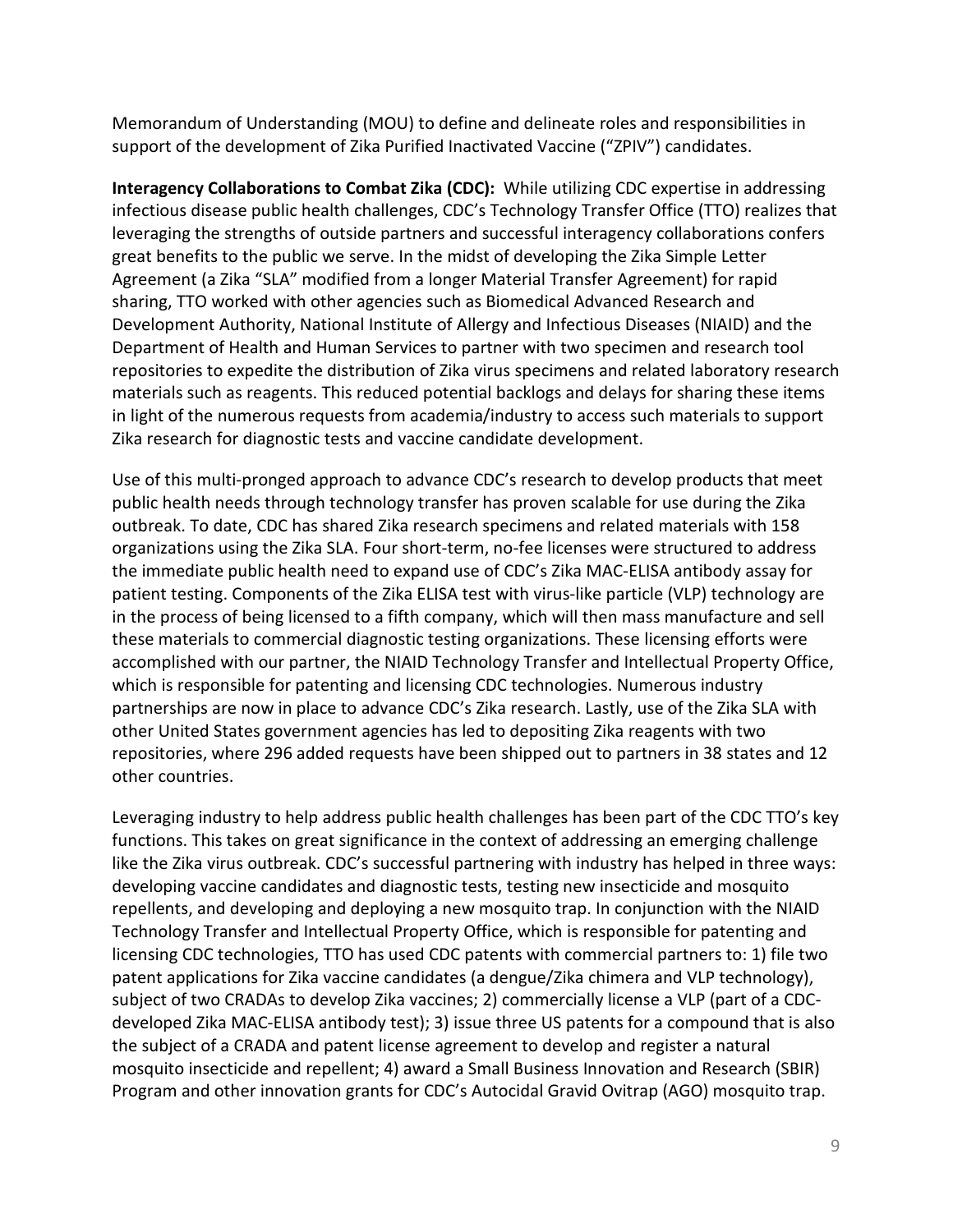Memorandum of Understanding (MOU) to define and delineate roles and responsibilities in support of the development of Zika Purified Inactivated Vaccine ("ZPIV") candidates.

**Interagency Collaborations to Combat Zika (CDC):** While utilizing CDC expertise in addressing infectious disease public health challenges, CDC's Technology Transfer Office (TTO) realizes that leveraging the strengths of outside partners and successful interagency collaborations confers great benefits to the public we serve. In the midst of developing the Zika Simple Letter Agreement (a Zika "SLA" modified from a longer Material Transfer Agreement) for rapid sharing, TTO worked with other agencies such as Biomedical Advanced Research and Development Authority, National Institute of Allergy and Infectious Diseases (NIAID) and the Department of Health and Human Services to partner with two specimen and research tool repositories to expedite the distribution of Zika virus specimens and related laboratory research materials such as reagents. This reduced potential backlogs and delays for sharing these items in light of the numerous requests from academia/industry to access such materials to support Zika research for diagnostic tests and vaccine candidate development.

Use of this multi-pronged approach to advance CDC's research to develop products that meet public health needs through technology transfer has proven scalable for use during the Zika outbreak. To date, CDC has shared Zika research specimens and related materials with 158 organizations using the Zika SLA. Four short-term, no-fee licenses were structured to address the immediate public health need to expand use of CDC's Zika MAC-ELISA antibody assay for patient testing. Components of the Zika ELISA test with virus-like particle (VLP) technology are in the process of being licensed to a fifth company, which will then mass manufacture and sell these materials to commercial diagnostic testing organizations. These licensing efforts were accomplished with our partner, the NIAID Technology Transfer and Intellectual Property Office, which is responsible for patenting and licensing CDC technologies. Numerous industry partnerships are now in place to advance CDC's Zika research. Lastly, use of the Zika SLA with other United States government agencies has led to depositing Zika reagents with two repositories, where 296 added requests have been shipped out to partners in 38 states and 12 other countries.

Leveraging industry to help address public health challenges has been part of the CDC TTO's key functions. This takes on great significance in the context of addressing an emerging challenge like the Zika virus outbreak. CDC's successful partnering with industry has helped in three ways: developing vaccine candidates and diagnostic tests, testing new insecticide and mosquito repellents, and developing and deploying a new mosquito trap. In conjunction with the NIAID Technology Transfer and Intellectual Property Office, which is responsible for patenting and licensing CDC technologies, TTO has used CDC patents with commercial partners to: 1) file two patent applications for Zika vaccine candidates (a dengue/Zika chimera and VLP technology), subject of two CRADAs to develop Zika vaccines; 2) commercially license a VLP (part of a CDC-developed Zika MAC-ELISA antibody test); 3) issue three US patents for a compound that is also the subject of a CRADA and patent license agreement to develop and register a natural mosquito insecticide and repellent; 4) award a Small Business Innovation and Research (SBIR) Program and other innovation grants for CDC's Autocidal Gravid Ovitrap (AGO) mosquito trap.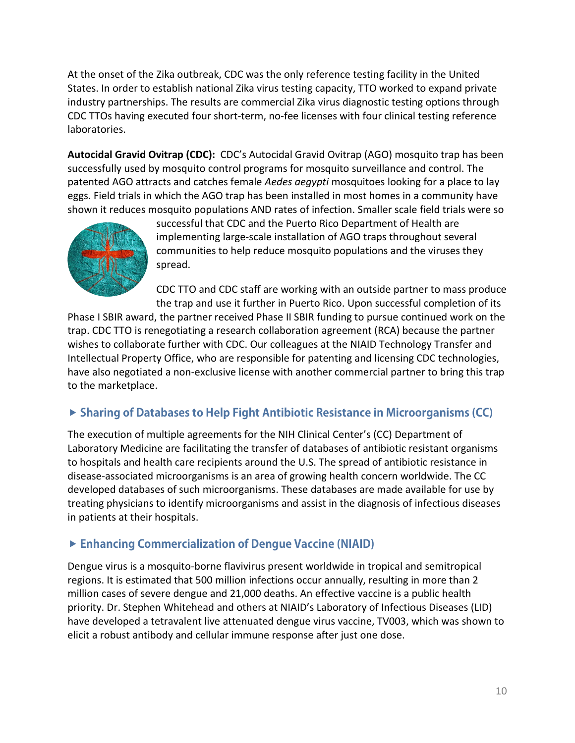At the onset of the Zika outbreak, CDC was the only reference testing facility in the United States. In order to establish national Zika virus testing capacity, TTO worked to expand private industry partnerships. The results are commercial Zika virus diagnostic testing options through CDC TTOs having executed four short-term, no-fee licenses with four clinical testing reference laboratories.

**Autocidal Gravid Ovitrap (CDC):** CDC's Autocidal Gravid Ovitrap (AGO) mosquito trap has been successfully used by mosquito control programs for mosquito surveillance and control. The patented AGO attracts and catches female *Aedes aegypti* mosquitoes looking for a place to lay eggs. Field trials in which the AGO trap has been installed in most homes in a community have shown it reduces mosquito populations AND rates of infection. Smaller scale field trials were so successful that CDC and the Puerto Rico Department of Health are implementing large-scale installation of AGO traps throughout several communities to help reduce mosquito populations and the viruses they spread.

CDC TTO and CDC staff are working with an outside partner to mass produce the trap and use it further in Puerto Rico. Upon successful completion of its Phase I SBIR award, the partner received Phase II SBIR funding to pursue continued work on the trap. CDC TTO is renegotiating a research collaboration agreement (RCA) because the partner wishes to collaborate further with CDC. Our colleagues at the NIAID Technology Transfer and Intellectual Property Office, who are responsible for patenting and licensing CDC technologies, have also negotiated a non-exclusive license with another commercial partner to bring this trap to the marketplace.

### ▸ Sharing of Databases to Help Fight Antibiotic Resistance in Microorganisms (CC)

The execution of multiple agreements for the NIH Clinical Center's (CC) Department of Laboratory Medicine are facilitating the transfer of databases of antibiotic resistant organisms to hospitals and health care recipients around the U.S. The spread of antibiotic resistance in disease-associated microorganisms is an area of growing health concern worldwide. The CC developed databases of such microorganisms. These databases are made available for use by treating physicians to identify microorganisms and assist in the diagnosis of infectious diseases in patients at their hospitals.

### ▸ Enhancing Commercialization of Dengue Vaccine (NIAID)

Dengue virus is a mosquito-borne flavivirus present worldwide in tropical and semitropical regions. It is estimated that 500 million infections occur annually, resulting in more than 2 million cases of severe dengue and 21,000 deaths. An effective vaccine is a public health priority. Dr. Stephen Whitehead and others at NIAID's Laboratory of Infectious Diseases (LID) have developed a tetravalent live attenuated dengue virus vaccine, TV003, which was shown to elicit a robust antibody and cellular immune response after just one dose.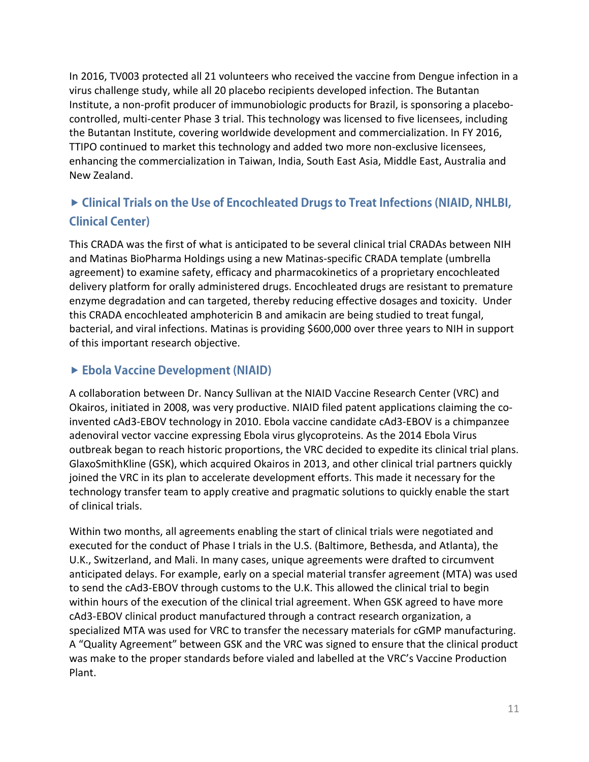In 2016, TV003 protected all 21 volunteers who received the vaccine from Dengue infection in a virus challenge study, while all 20 placebo recipients developed infection. The Butantan Institute, a non-profit producer of immunobiologic products for Brazil, is sponsoring a placebo-controlled, multi-center Phase 3 trial. This technology was licensed to five licensees, including the Butantan Institute, covering worldwide development and commercialization. In FY 2016, TTIPO continued to market this technology and added two more non-exclusive licensees, enhancing the commercialization in Taiwan, India, South East Asia, Middle East, Australia and New Zealand.

### ▶ Clinical Trials on the Use of Encochleated Drugs to Treat Infections (NIAID, NHLBI, Clinical Center)

This CRADA was the first of what is anticipated to be several clinical trial CRADAs between NIH and Matinas BioPharma Holdings using a new Matinas-specific CRADA template (umbrella agreement) to examine safety, efficacy and pharmacokinetics of a proprietary encochleated delivery platform for orally administered drugs. Encochleated drugs are resistant to premature enzyme degradation and can targeted, thereby reducing effective dosages and toxicity. Under this CRADA encochleated amphotericin B and amikacin are being studied to treat fungal, bacterial, and viral infections. Matinas is providing $600,000 over three years to NIH in support of this important research objective.

### ▶ Ebola Vaccine Development (NIAID)

A collaboration between Dr. Nancy Sullivan at the NIAID Vaccine Research Center (VRC) and Okairos, initiated in 2008, was very productive. NIAID filed patent applications claiming the co-invented cAd3-EBOV technology in 2010. Ebola vaccine candidate cAd3-EBOV is a chimpanzee adenoviral vector vaccine expressing Ebola virus glycoproteins. As the 2014 Ebola Virus outbreak began to reach historic proportions, the VRC decided to expedite its clinical trial plans. GlaxoSmithKline (GSK), which acquired Okairos in 2013, and other clinical trial partners quickly joined the VRC in its plan to accelerate development efforts. This made it necessary for the technology transfer team to apply creative and pragmatic solutions to quickly enable the start of clinical trials.

Within two months, all agreements enabling the start of clinical trials were negotiated and executed for the conduct of Phase I trials in the U.S. (Baltimore, Bethesda, and Atlanta), the U.K., Switzerland, and Mali. In many cases, unique agreements were drafted to circumvent anticipated delays. For example, early on a special material transfer agreement (MTA) was used to send the cAd3-EBOV through customs to the U.K. This allowed the clinical trial to begin within hours of the execution of the clinical trial agreement. When GSK agreed to have more cAd3-EBOV clinical product manufactured through a contract research organization, a specialized MTA was used for VRC to transfer the necessary materials for cGMP manufacturing. A "Quality Agreement" between GSK and the VRC was signed to ensure that the clinical product was make to the proper standards before vialed and labelled at the VRC's Vaccine Production Plant.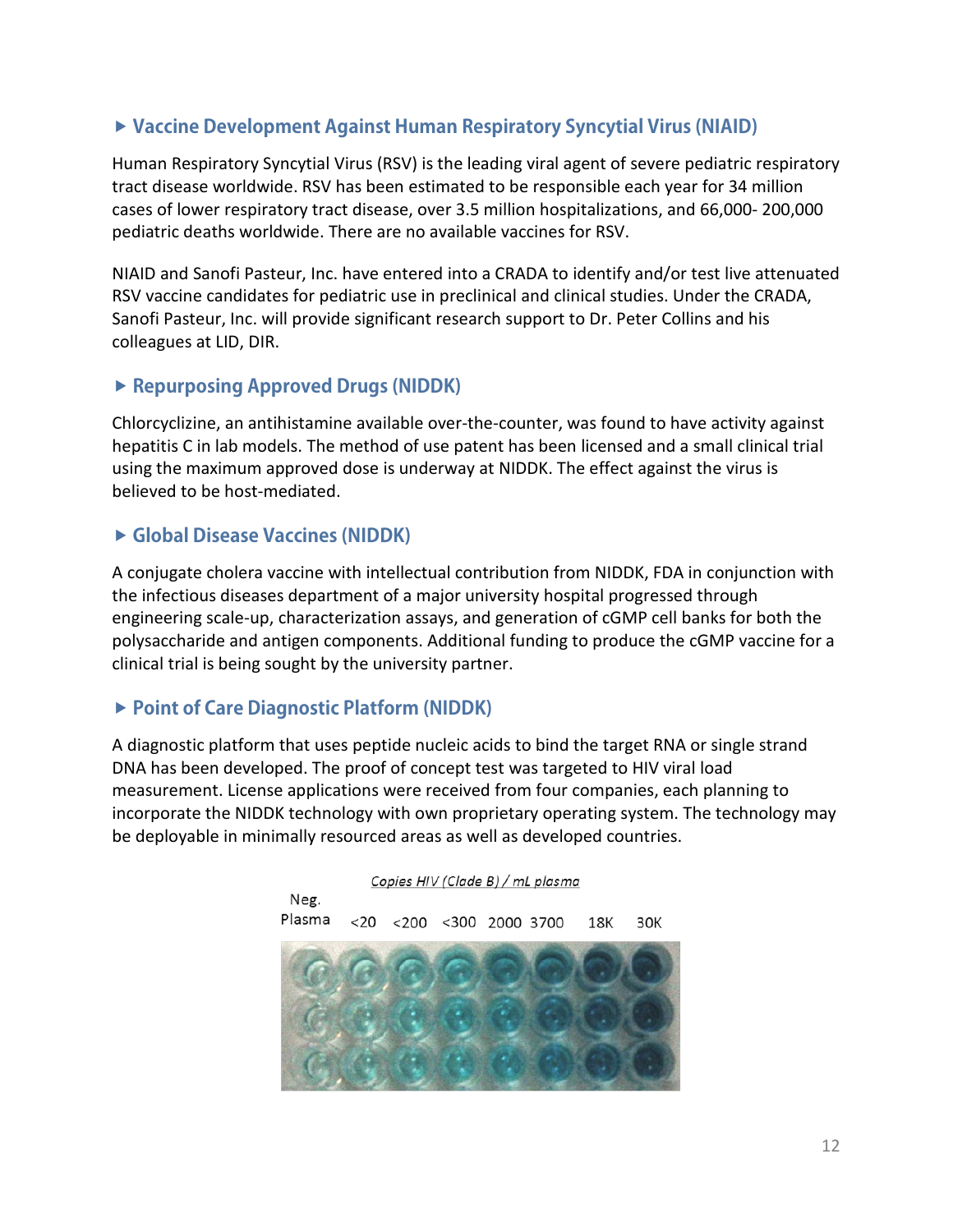### ▶ Vaccine Development Against Human Respiratory Syncytial Virus (NIAID)

Human Respiratory Syncytial Virus (RSV) is the leading viral agent of severe pediatric respiratory tract disease worldwide. RSV has been estimated to be responsible each year for 34 million cases of lower respiratory tract disease, over 3.5 million hospitalizations, and 66,000- 200,000 pediatric deaths worldwide. There are no available vaccines for RSV.

NIAID and Sanofi Pasteur, Inc. have entered into a CRADA to identify and/or test live attenuated RSV vaccine candidates for pediatric use in preclinical and clinical studies. Under the CRADA, Sanofi Pasteur, Inc. will provide significant research support to Dr. Peter Collins and his colleagues at LID, DIR.

### ▶ Repurposing Approved Drugs (NIDDK)

Chlorcyclizine, an antihistamine available over-the-counter, was found to have activity against hepatitis C in lab models. The method of use patent has been licensed and a small clinical trial using the maximum approved dose is underway at NIDDK. The effect against the virus is believed to be host-mediated.

### ▶ Global Disease Vaccines (NIDDK)

A conjugate cholera vaccine with intellectual contribution from NIDDK, FDA in conjunction with the infectious diseases department of a major university hospital progressed through engineering scale-up, characterization assays, and generation of cGMP cell banks for both the polysaccharide and antigen components. Additional funding to produce the cGMP vaccine for a clinical trial is being sought by the university partner.

### ▶ Point of Care Diagnostic Platform (NIDDK)

A diagnostic platform that uses peptide nucleic acids to bind the target RNA or single strand DNA has been developed. The proof of concept test was targeted to HIV viral load measurement. License applications were received from four companies, each planning to incorporate the NIDDK technology with own proprietary operating system. The technology may be deployable in minimally resourced areas as well as developed countries.

*Copies HIV (Clade B) / mL plasma*

Neg. Plasma <20 <200 <300 2000 3700 18K 30K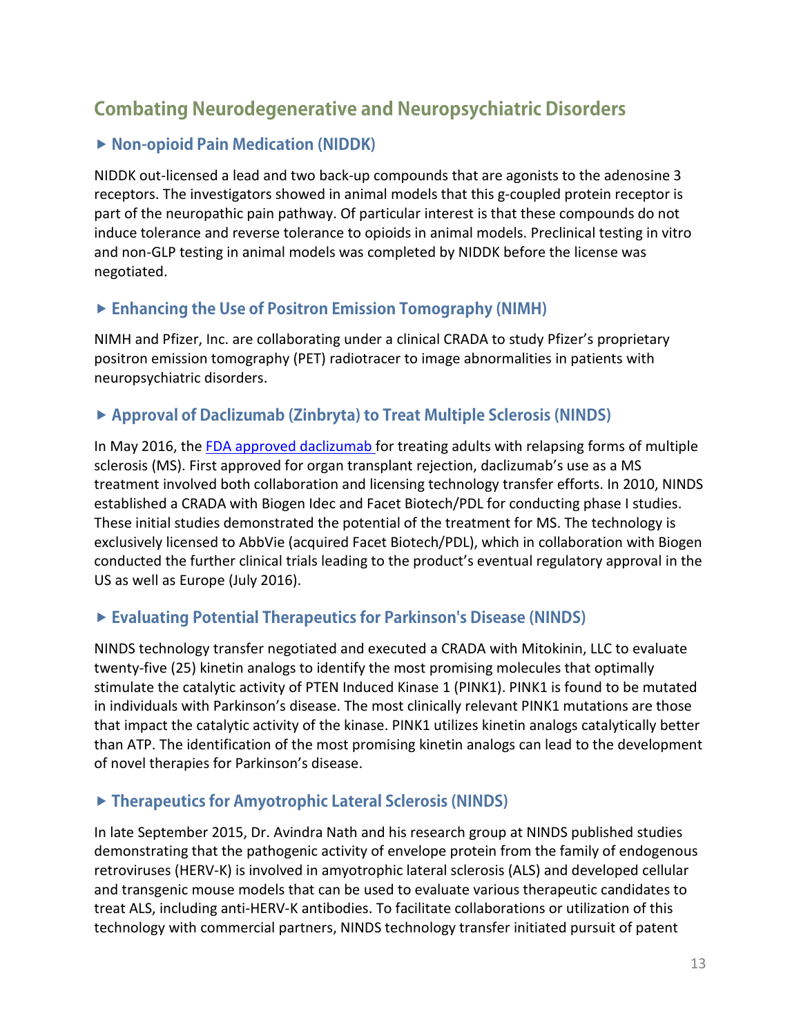## Combating Neurodegenerative and Neuropsychiatric Disorders

### ▸ Non-opioid Pain Medication (NIDDK)

NIDDK out-licensed a lead and two back-up compounds that are agonists to the adenosine 3 receptors. The investigators showed in animal models that this g-coupled protein receptor is part of the neuropathic pain pathway. Of particular interest is that these compounds do not induce tolerance and reverse tolerance to opioids in animal models. Preclinical testing in vitro and non-GLP testing in animal models was completed by NIDDK before the license was negotiated.

### ▸ Enhancing the Use of Positron Emission Tomography (NIMH)

NIMH and Pfizer, Inc. are collaborating under a clinical CRADA to study Pfizer's proprietary positron emission tomography (PET) radiotracer to image abnormalities in patients with neuropsychiatric disorders.

### ▸ Approval of Daclizumab (Zinbryta) to Treat Multiple Sclerosis (NINDS)

In May 2016, the FDA approved daclizumab for treating adults with relapsing forms of multiple sclerosis (MS). First approved for organ transplant rejection, daclizumab's use as a MS treatment involved both collaboration and licensing technology transfer efforts. In 2010, NINDS established a CRADA with Biogen Idec and Facet Biotech/PDL for conducting phase I studies. These initial studies demonstrated the potential of the treatment for MS. The technology is exclusively licensed to AbbVie (acquired Facet Biotech/PDL), which in collaboration with Biogen conducted the further clinical trials leading to the product's eventual regulatory approval in the US as well as Europe (July 2016).

### ▸ Evaluating Potential Therapeutics for Parkinson's Disease (NINDS)

NINDS technology transfer negotiated and executed a CRADA with Mitokinin, LLC to evaluate twenty-five (25) kinetin analogs to identify the most promising molecules that optimally stimulate the catalytic activity of PTEN Induced Kinase 1 (PINK1). PINK1 is found to be mutated in individuals with Parkinson's disease. The most clinically relevant PINK1 mutations are those that impact the catalytic activity of the kinase. PINK1 utilizes kinetin analogs catalytically better than ATP. The identification of the most promising kinetin analogs can lead to the development of novel therapies for Parkinson's disease.

### ▸ Therapeutics for Amyotrophic Lateral Sclerosis (NINDS)

In late September 2015, Dr. Avindra Nath and his research group at NINDS published studies demonstrating that the pathogenic activity of envelope protein from the family of endogenous retroviruses (HERV-K) is involved in amyotrophic lateral sclerosis (ALS) and developed cellular and transgenic mouse models that can be used to evaluate various therapeutic candidates to treat ALS, including anti-HERV-K antibodies. To facilitate collaborations or utilization of this technology with commercial partners, NINDS technology transfer initiated pursuit of patent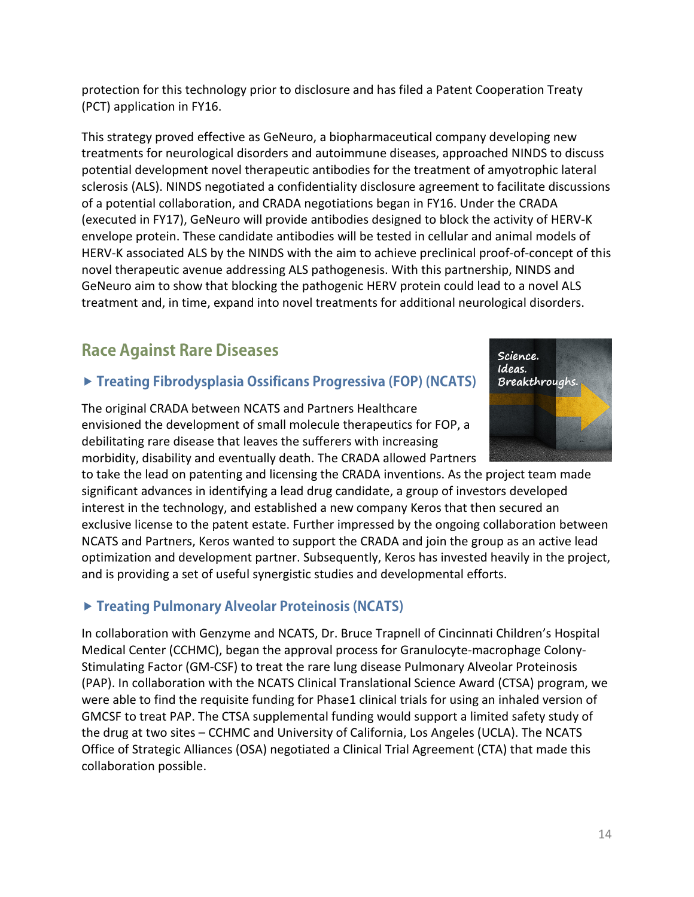protection for this technology prior to disclosure and has filed a Patent Cooperation Treaty (PCT) application in FY16.

This strategy proved effective as GeNeuro, a biopharmaceutical company developing new treatments for neurological disorders and autoimmune diseases, approached NINDS to discuss potential development novel therapeutic antibodies for the treatment of amyotrophic lateral sclerosis (ALS). NINDS negotiated a confidentiality disclosure agreement to facilitate discussions of a potential collaboration, and CRADA negotiations began in FY16. Under the CRADA (executed in FY17), GeNeuro will provide antibodies designed to block the activity of HERV-K envelope protein. These candidate antibodies will be tested in cellular and animal models of HERV-K associated ALS by the NINDS with the aim to achieve preclinical proof-of-concept of this novel therapeutic avenue addressing ALS pathogenesis. With this partnership, NINDS and GeNeuro aim to show that blocking the pathogenic HERV protein could lead to a novel ALS treatment and, in time, expand into novel treatments for additional neurological disorders.

## Race Against Rare Diseases

### ▶ Treating Fibrodysplasia Ossificans Progressiva (FOP) (NCATS)

The original CRADA between NCATS and Partners Healthcare envisioned the development of small molecule therapeutics for FOP, a debilitating rare disease that leaves the sufferers with increasing morbidity, disability and eventually death. The CRADA allowed Partners to take the lead on patenting and licensing the CRADA inventions. As the project team made significant advances in identifying a lead drug candidate, a group of investors developed interest in the technology, and established a new company Keros that then secured an exclusive license to the patent estate. Further impressed by the ongoing collaboration between NCATS and Partners, Keros wanted to support the CRADA and join the group as an active lead optimization and development partner. Subsequently, Keros has invested heavily in the project, and is providing a set of useful synergistic studies and developmental efforts.

### ▶ Treating Pulmonary Alveolar Proteinosis (NCATS)

In collaboration with Genzyme and NCATS, Dr. Bruce Trapnell of Cincinnati Children's Hospital Medical Center (CCHMC), began the approval process for Granulocyte-macrophage Colony-Stimulating Factor (GM-CSF) to treat the rare lung disease Pulmonary Alveolar Proteinosis (PAP). In collaboration with the NCATS Clinical Translational Science Award (CTSA) program, we were able to find the requisite funding for Phase1 clinical trials for using an inhaled version of GMCSF to treat PAP. The CTSA supplemental funding would support a limited safety study of the drug at two sites – CCHMC and University of California, Los Angeles (UCLA). The NCATS Office of Strategic Alliances (OSA) negotiated a Clinical Trial Agreement (CTA) that made this collaboration possible.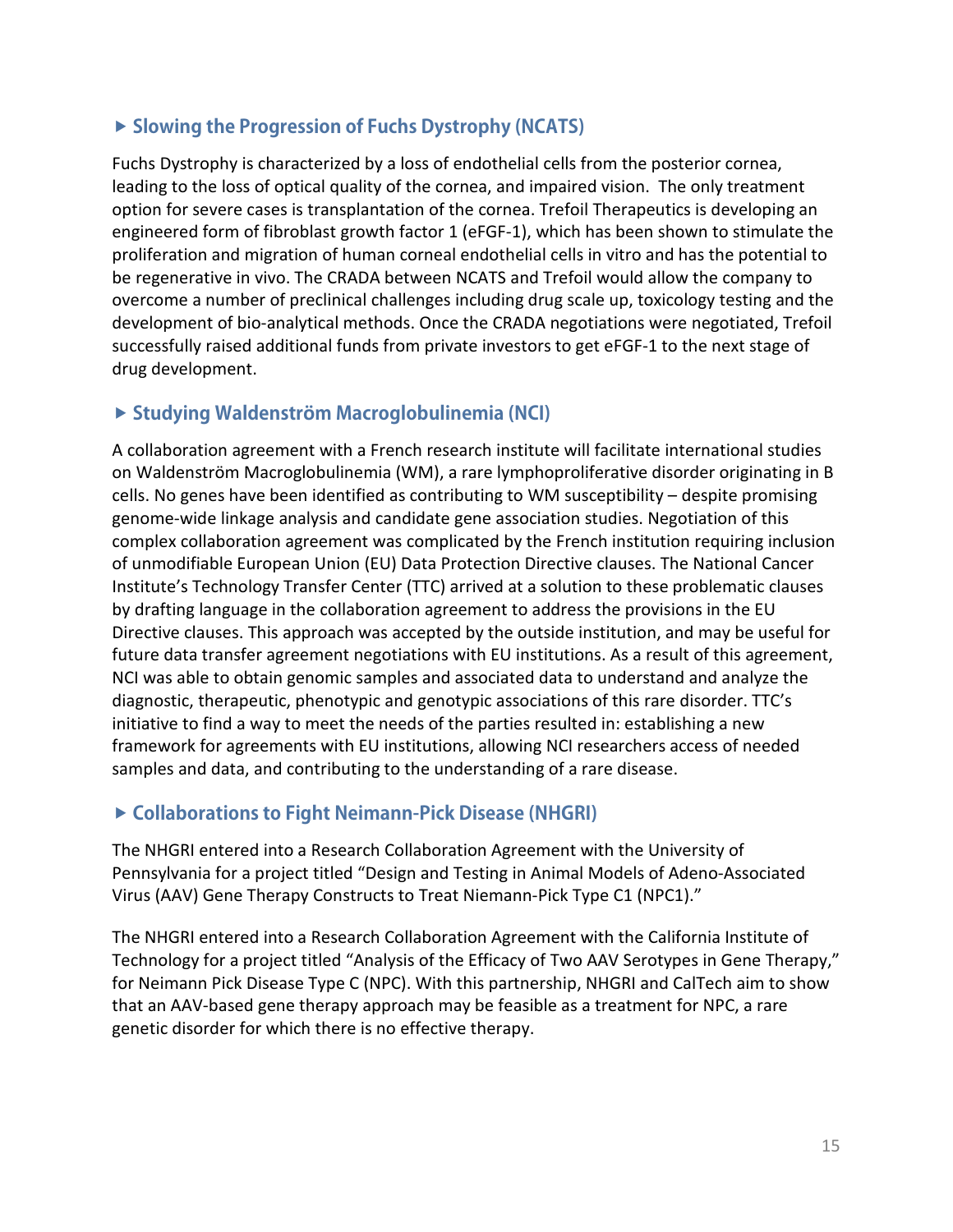### ▶ Slowing the Progression of Fuchs Dystrophy (NCATS)

Fuchs Dystrophy is characterized by a loss of endothelial cells from the posterior cornea, leading to the loss of optical quality of the cornea, and impaired vision. The only treatment option for severe cases is transplantation of the cornea. Trefoil Therapeutics is developing an engineered form of fibroblast growth factor 1 (eFGF-1), which has been shown to stimulate the proliferation and migration of human corneal endothelial cells in vitro and has the potential to be regenerative in vivo. The CRADA between NCATS and Trefoil would allow the company to overcome a number of preclinical challenges including drug scale up, toxicology testing and the development of bio-analytical methods. Once the CRADA negotiations were negotiated, Trefoil successfully raised additional funds from private investors to get eFGF-1 to the next stage of drug development.

### ▶ Studying Waldenström Macroglobulinemia (NCI)

A collaboration agreement with a French research institute will facilitate international studies on Waldenström Macroglobulinemia (WM), a rare lymphoproliferative disorder originating in B cells. No genes have been identified as contributing to WM susceptibility – despite promising genome-wide linkage analysis and candidate gene association studies. Negotiation of this complex collaboration agreement was complicated by the French institution requiring inclusion of unmodifiable European Union (EU) Data Protection Directive clauses. The National Cancer Institute's Technology Transfer Center (TTC) arrived at a solution to these problematic clauses by drafting language in the collaboration agreement to address the provisions in the EU Directive clauses. This approach was accepted by the outside institution, and may be useful for future data transfer agreement negotiations with EU institutions. As a result of this agreement, NCI was able to obtain genomic samples and associated data to understand and analyze the diagnostic, therapeutic, phenotypic and genotypic associations of this rare disorder. TTC's initiative to find a way to meet the needs of the parties resulted in: establishing a new framework for agreements with EU institutions, allowing NCI researchers access of needed samples and data, and contributing to the understanding of a rare disease.

### ▶ Collaborations to Fight Neimann-Pick Disease (NHGRI)

The NHGRI entered into a Research Collaboration Agreement with the University of Pennsylvania for a project titled "Design and Testing in Animal Models of Adeno-Associated Virus (AAV) Gene Therapy Constructs to Treat Niemann-Pick Type C1 (NPC1)."

The NHGRI entered into a Research Collaboration Agreement with the California Institute of Technology for a project titled "Analysis of the Efficacy of Two AAV Serotypes in Gene Therapy," for Neimann Pick Disease Type C (NPC). With this partnership, NHGRI and CalTech aim to show that an AAV-based gene therapy approach may be feasible as a treatment for NPC, a rare genetic disorder for which there is no effective therapy.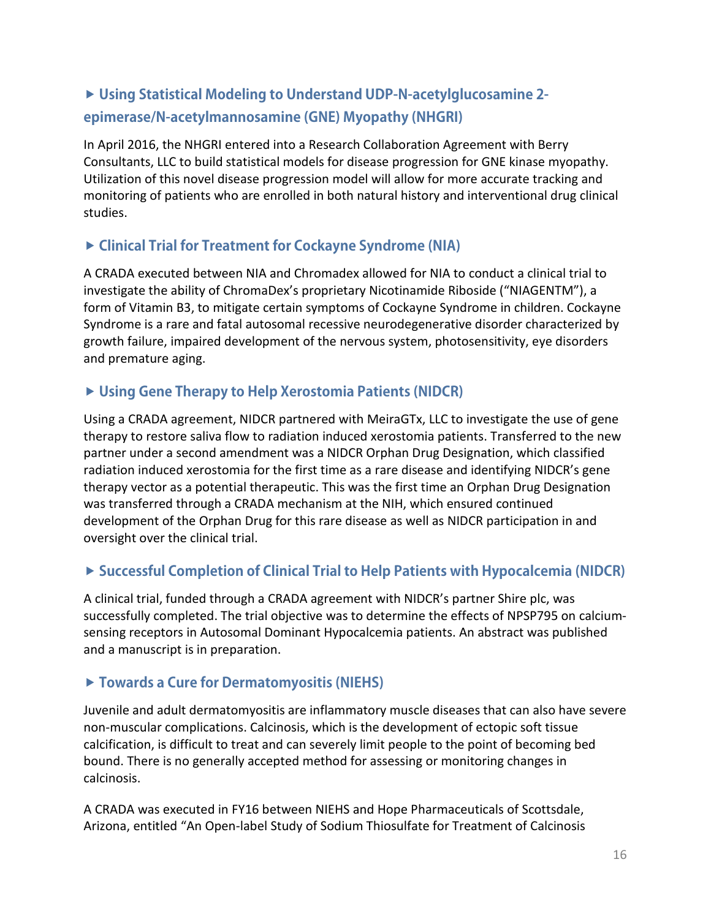### ▶ Using Statistical Modeling to Understand UDP-N-acetylglucosamine 2-epimerase/N-acetylmannosamine (GNE) Myopathy (NHGRI)

In April 2016, the NHGRI entered into a Research Collaboration Agreement with Berry Consultants, LLC to build statistical models for disease progression for GNE kinase myopathy. Utilization of this novel disease progression model will allow for more accurate tracking and monitoring of patients who are enrolled in both natural history and interventional drug clinical studies.

### ▶ Clinical Trial for Treatment for Cockayne Syndrome (NIA)

A CRADA executed between NIA and Chromadex allowed for NIA to conduct a clinical trial to investigate the ability of ChromaDex's proprietary Nicotinamide Riboside ("NIAGENTM"), a form of Vitamin B3, to mitigate certain symptoms of Cockayne Syndrome in children. Cockayne Syndrome is a rare and fatal autosomal recessive neurodegenerative disorder characterized by growth failure, impaired development of the nervous system, photosensitivity, eye disorders and premature aging.

### ▶ Using Gene Therapy to Help Xerostomia Patients (NIDCR)

Using a CRADA agreement, NIDCR partnered with MeiraGTx, LLC to investigate the use of gene therapy to restore saliva flow to radiation induced xerostomia patients. Transferred to the new partner under a second amendment was a NIDCR Orphan Drug Designation, which classified radiation induced xerostomia for the first time as a rare disease and identifying NIDCR's gene therapy vector as a potential therapeutic. This was the first time an Orphan Drug Designation was transferred through a CRADA mechanism at the NIH, which ensured continued development of the Orphan Drug for this rare disease as well as NIDCR participation in and oversight over the clinical trial.

### ▶ Successful Completion of Clinical Trial to Help Patients with Hypocalcemia (NIDCR)

A clinical trial, funded through a CRADA agreement with NIDCR's partner Shire plc, was successfully completed. The trial objective was to determine the effects of NPSP795 on calcium-sensing receptors in Autosomal Dominant Hypocalcemia patients. An abstract was published and a manuscript is in preparation.

### ▶ Towards a Cure for Dermatomyositis (NIEHS)

Juvenile and adult dermatomyositis are inflammatory muscle diseases that can also have severe non-muscular complications. Calcinosis, which is the development of ectopic soft tissue calcification, is difficult to treat and can severely limit people to the point of becoming bed bound. There is no generally accepted method for assessing or monitoring changes in calcinosis.

A CRADA was executed in FY16 between NIEHS and Hope Pharmaceuticals of Scottsdale, Arizona, entitled "An Open-label Study of Sodium Thiosulfate for Treatment of Calcinosis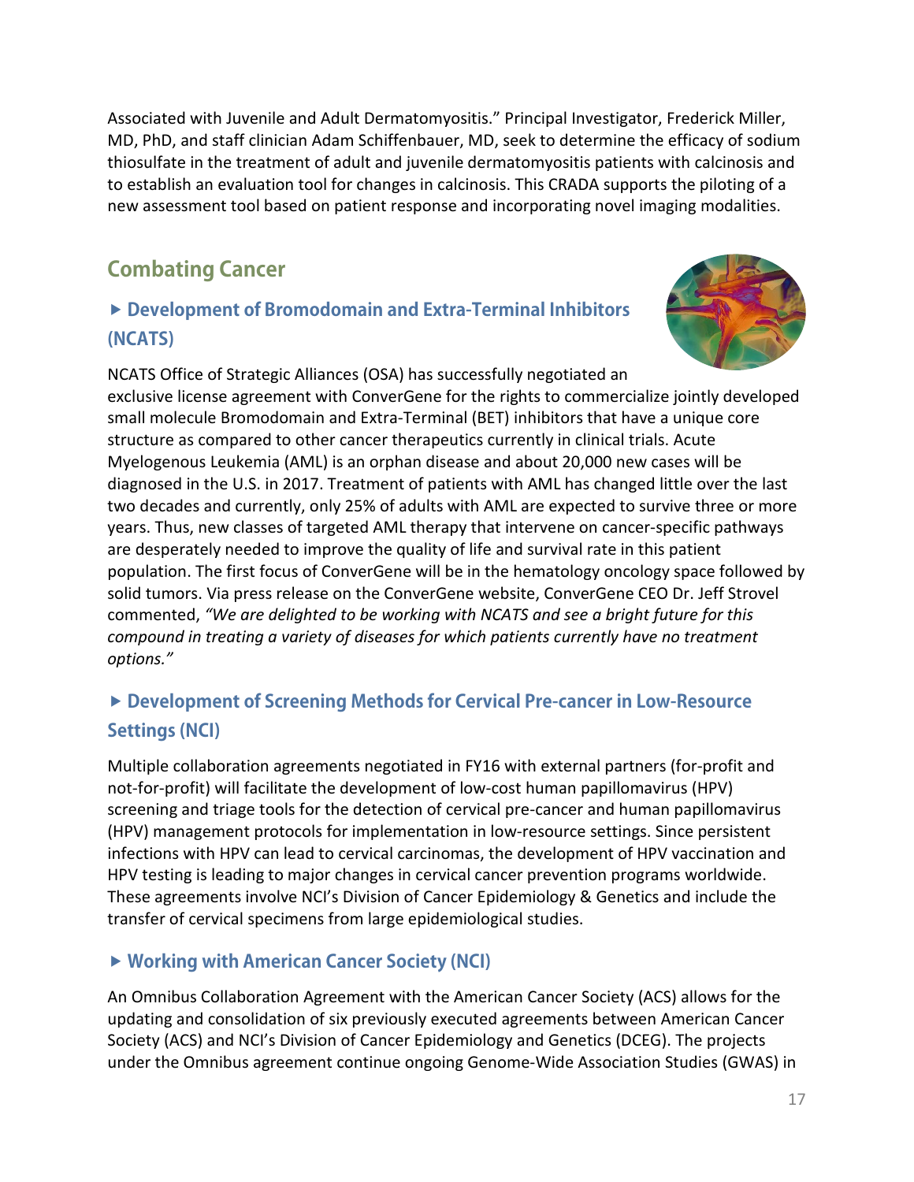Associated with Juvenile and Adult Dermatomyositis." Principal Investigator, Frederick Miller, MD, PhD, and staff clinician Adam Schiffenbauer, MD, seek to determine the efficacy of sodium thiosulfate in the treatment of adult and juvenile dermatomyositis patients with calcinosis and to establish an evaluation tool for changes in calcinosis. This CRADA supports the piloting of a new assessment tool based on patient response and incorporating novel imaging modalities.

## Combating Cancer

### ▶ Development of Bromodomain and Extra-Terminal Inhibitors (NCATS)

NCATS Office of Strategic Alliances (OSA) has successfully negotiated an exclusive license agreement with ConverGene for the rights to commercialize jointly developed small molecule Bromodomain and Extra-Terminal (BET) inhibitors that have a unique core structure as compared to other cancer therapeutics currently in clinical trials. Acute Myelogenous Leukemia (AML) is an orphan disease and about 20,000 new cases will be diagnosed in the U.S. in 2017. Treatment of patients with AML has changed little over the last two decades and currently, only 25% of adults with AML are expected to survive three or more years. Thus, new classes of targeted AML therapy that intervene on cancer-specific pathways are desperately needed to improve the quality of life and survival rate in this patient population. The first focus of ConverGene will be in the hematology oncology space followed by solid tumors. Via press release on the ConverGene website, ConverGene CEO Dr. Jeff Strovel commented, *"We are delighted to be working with NCATS and see a bright future for this compound in treating a variety of diseases for which patients currently have no treatment options."*

### ▶ Development of Screening Methods for Cervical Pre-cancer in Low-Resource Settings (NCI)

Multiple collaboration agreements negotiated in FY16 with external partners (for-profit and not-for-profit) will facilitate the development of low-cost human papillomavirus (HPV) screening and triage tools for the detection of cervical pre-cancer and human papillomavirus (HPV) management protocols for implementation in low-resource settings. Since persistent infections with HPV can lead to cervical carcinomas, the development of HPV vaccination and HPV testing is leading to major changes in cervical cancer prevention programs worldwide. These agreements involve NCI's Division of Cancer Epidemiology & Genetics and include the transfer of cervical specimens from large epidemiological studies.

### ▶ Working with American Cancer Society (NCI)

An Omnibus Collaboration Agreement with the American Cancer Society (ACS) allows for the updating and consolidation of six previously executed agreements between American Cancer Society (ACS) and NCI's Division of Cancer Epidemiology and Genetics (DCEG). The projects under the Omnibus agreement continue ongoing Genome-Wide Association Studies (GWAS) in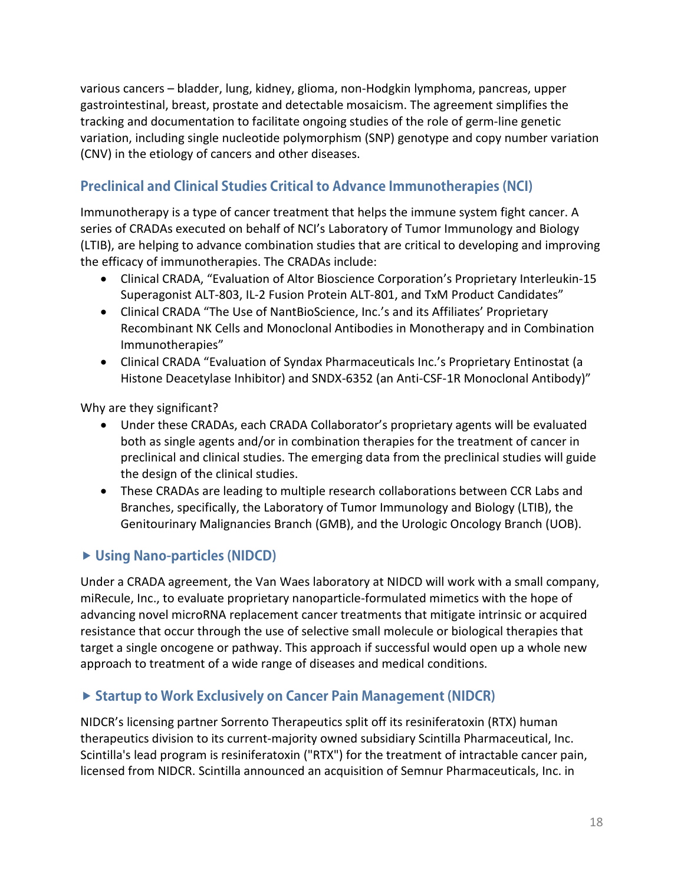various cancers – bladder, lung, kidney, glioma, non-Hodgkin lymphoma, pancreas, upper gastrointestinal, breast, prostate and detectable mosaicism. The agreement simplifies the tracking and documentation to facilitate ongoing studies of the role of germ-line genetic variation, including single nucleotide polymorphism (SNP) genotype and copy number variation (CNV) in the etiology of cancers and other diseases.

## Preclinical and Clinical Studies Critical to Advance Immunotherapies (NCI)

Immunotherapy is a type of cancer treatment that helps the immune system fight cancer. A series of CRADAs executed on behalf of NCI's Laboratory of Tumor Immunology and Biology (LTIB), are helping to advance combination studies that are critical to developing and improving the efficacy of immunotherapies. The CRADAs include:

- Clinical CRADA, "Evaluation of Altor Bioscience Corporation's Proprietary Interleukin-15 Superagonist ALT-803, IL-2 Fusion Protein ALT-801, and TxM Product Candidates"
- Clinical CRADA "The Use of NantBioScience, Inc.'s and its Affiliates' Proprietary Recombinant NK Cells and Monoclonal Antibodies in Monotherapy and in Combination Immunotherapies"
- Clinical CRADA "Evaluation of Syndax Pharmaceuticals Inc.'s Proprietary Entinostat (a Histone Deacetylase Inhibitor) and SNDX-6352 (an Anti-CSF-1R Monoclonal Antibody)"

Why are they significant?

- Under these CRADAs, each CRADA Collaborator's proprietary agents will be evaluated both as single agents and/or in combination therapies for the treatment of cancer in preclinical and clinical studies. The emerging data from the preclinical studies will guide the design of the clinical studies.
- These CRADAs are leading to multiple research collaborations between CCR Labs and Branches, specifically, the Laboratory of Tumor Immunology and Biology (LTIB), the Genitourinary Malignancies Branch (GMB), and the Urologic Oncology Branch (UOB).

## ▸ Using Nano-particles (NIDCD)

Under a CRADA agreement, the Van Waes laboratory at NIDCD will work with a small company, miRecule, Inc., to evaluate proprietary nanoparticle-formulated mimetics with the hope of advancing novel microRNA replacement cancer treatments that mitigate intrinsic or acquired resistance that occur through the use of selective small molecule or biological therapies that target a single oncogene or pathway. This approach if successful would open up a whole new approach to treatment of a wide range of diseases and medical conditions.

## ▸ Startup to Work Exclusively on Cancer Pain Management (NIDCR)

NIDCR's licensing partner Sorrento Therapeutics split off its resiniferatoxin (RTX) human therapeutics division to its current-majority owned subsidiary Scintilla Pharmaceutical, Inc. Scintilla's lead program is resiniferatoxin ("RTX") for the treatment of intractable cancer pain, licensed from NIDCR. Scintilla announced an acquisition of Semnur Pharmaceuticals, Inc. in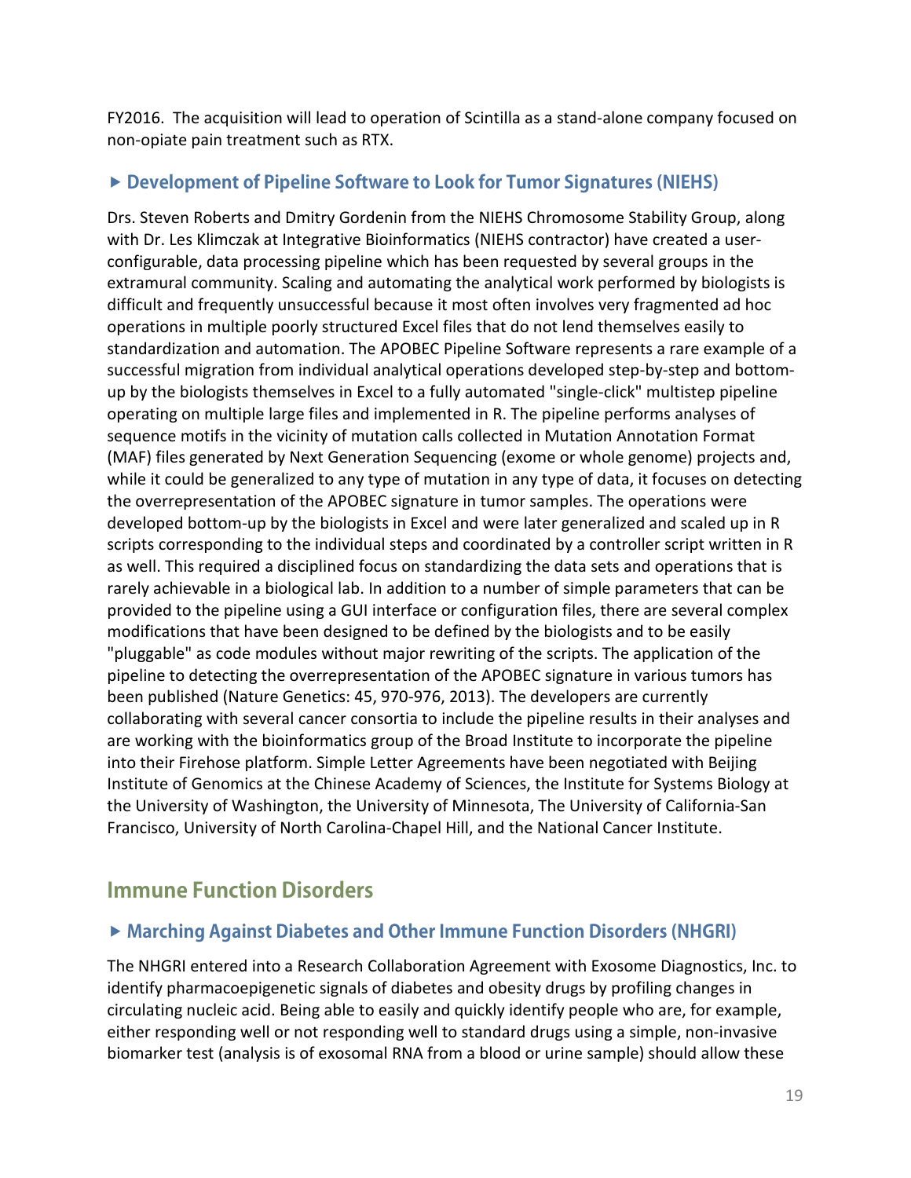FY2016. The acquisition will lead to operation of Scintilla as a stand-alone company focused on non-opiate pain treatment such as RTX.

### ▶ Development of Pipeline Software to Look for Tumor Signatures (NIEHS)

Drs. Steven Roberts and Dmitry Gordenin from the NIEHS Chromosome Stability Group, along with Dr. Les Klimczak at Integrative Bioinformatics (NIEHS contractor) have created a user-configurable, data processing pipeline which has been requested by several groups in the extramural community. Scaling and automating the analytical work performed by biologists is difficult and frequently unsuccessful because it most often involves very fragmented ad hoc operations in multiple poorly structured Excel files that do not lend themselves easily to standardization and automation. The APOBEC Pipeline Software represents a rare example of a successful migration from individual analytical operations developed step-by-step and bottom-up by the biologists themselves in Excel to a fully automated "single-click" multistep pipeline operating on multiple large files and implemented in R. The pipeline performs analyses of sequence motifs in the vicinity of mutation calls collected in Mutation Annotation Format (MAF) files generated by Next Generation Sequencing (exome or whole genome) projects and, while it could be generalized to any type of mutation in any type of data, it focuses on detecting the overrepresentation of the APOBEC signature in tumor samples. The operations were developed bottom-up by the biologists in Excel and were later generalized and scaled up in R scripts corresponding to the individual steps and coordinated by a controller script written in R as well. This required a disciplined focus on standardizing the data sets and operations that is rarely achievable in a biological lab. In addition to a number of simple parameters that can be provided to the pipeline using a GUI interface or configuration files, there are several complex modifications that have been designed to be defined by the biologists and to be easily "pluggable" as code modules without major rewriting of the scripts. The application of the pipeline to detecting the overrepresentation of the APOBEC signature in various tumors has been published (Nature Genetics: 45, 970-976, 2013). The developers are currently collaborating with several cancer consortia to include the pipeline results in their analyses and are working with the bioinformatics group of the Broad Institute to incorporate the pipeline into their Firehose platform. Simple Letter Agreements have been negotiated with Beijing Institute of Genomics at the Chinese Academy of Sciences, the Institute for Systems Biology at the University of Washington, the University of Minnesota, The University of California-San Francisco, University of North Carolina-Chapel Hill, and the National Cancer Institute.

## Immune Function Disorders

### ▶ Marching Against Diabetes and Other Immune Function Disorders (NHGRI)

The NHGRI entered into a Research Collaboration Agreement with Exosome Diagnostics, Inc. to identify pharmacoepigenetic signals of diabetes and obesity drugs by profiling changes in circulating nucleic acid. Being able to easily and quickly identify people who are, for example, either responding well or not responding well to standard drugs using a simple, non-invasive biomarker test (analysis is of exosomal RNA from a blood or urine sample) should allow these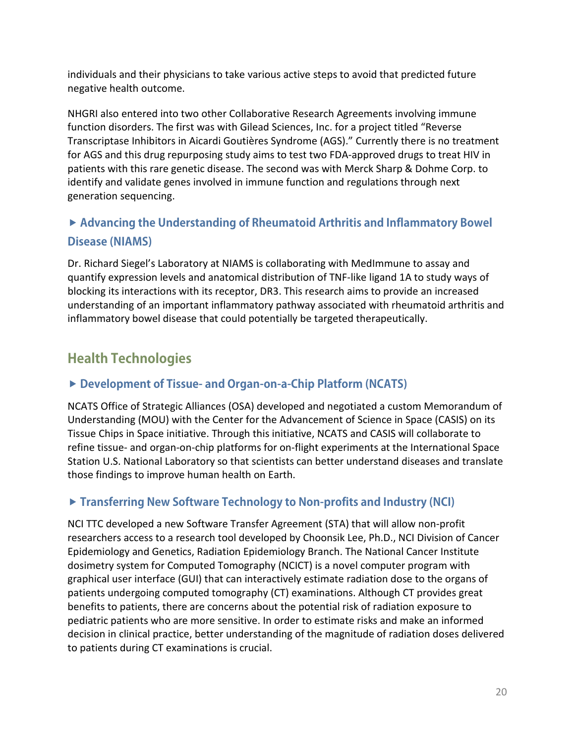individuals and their physicians to take various active steps to avoid that predicted future negative health outcome.

NHGRI also entered into two other Collaborative Research Agreements involving immune function disorders. The first was with Gilead Sciences, Inc. for a project titled "Reverse Transcriptase Inhibitors in Aicardi Goutières Syndrome (AGS)." Currently there is no treatment for AGS and this drug repurposing study aims to test two FDA-approved drugs to treat HIV in patients with this rare genetic disease. The second was with Merck Sharp & Dohme Corp. to identify and validate genes involved in immune function and regulations through next generation sequencing.

### ▶ Advancing the Understanding of Rheumatoid Arthritis and Inflammatory Bowel Disease (NIAMS)

Dr. Richard Siegel's Laboratory at NIAMS is collaborating with MedImmune to assay and quantify expression levels and anatomical distribution of TNF-like ligand 1A to study ways of blocking its interactions with its receptor, DR3. This research aims to provide an increased understanding of an important inflammatory pathway associated with rheumatoid arthritis and inflammatory bowel disease that could potentially be targeted therapeutically.

## Health Technologies

### ▶ Development of Tissue- and Organ-on-a-Chip Platform (NCATS)

NCATS Office of Strategic Alliances (OSA) developed and negotiated a custom Memorandum of Understanding (MOU) with the Center for the Advancement of Science in Space (CASIS) on its Tissue Chips in Space initiative. Through this initiative, NCATS and CASIS will collaborate to refine tissue- and organ-on-chip platforms for on-flight experiments at the International Space Station U.S. National Laboratory so that scientists can better understand diseases and translate those findings to improve human health on Earth.

### ▶ Transferring New Software Technology to Non-profits and Industry (NCI)

NCI TTC developed a new Software Transfer Agreement (STA) that will allow non-profit researchers access to a research tool developed by Choonsik Lee, Ph.D., NCI Division of Cancer Epidemiology and Genetics, Radiation Epidemiology Branch. The National Cancer Institute dosimetry system for Computed Tomography (NCICT) is a novel computer program with graphical user interface (GUI) that can interactively estimate radiation dose to the organs of patients undergoing computed tomography (CT) examinations. Although CT provides great benefits to patients, there are concerns about the potential risk of radiation exposure to pediatric patients who are more sensitive. In order to estimate risks and make an informed decision in clinical practice, better understanding of the magnitude of radiation doses delivered to patients during CT examinations is crucial.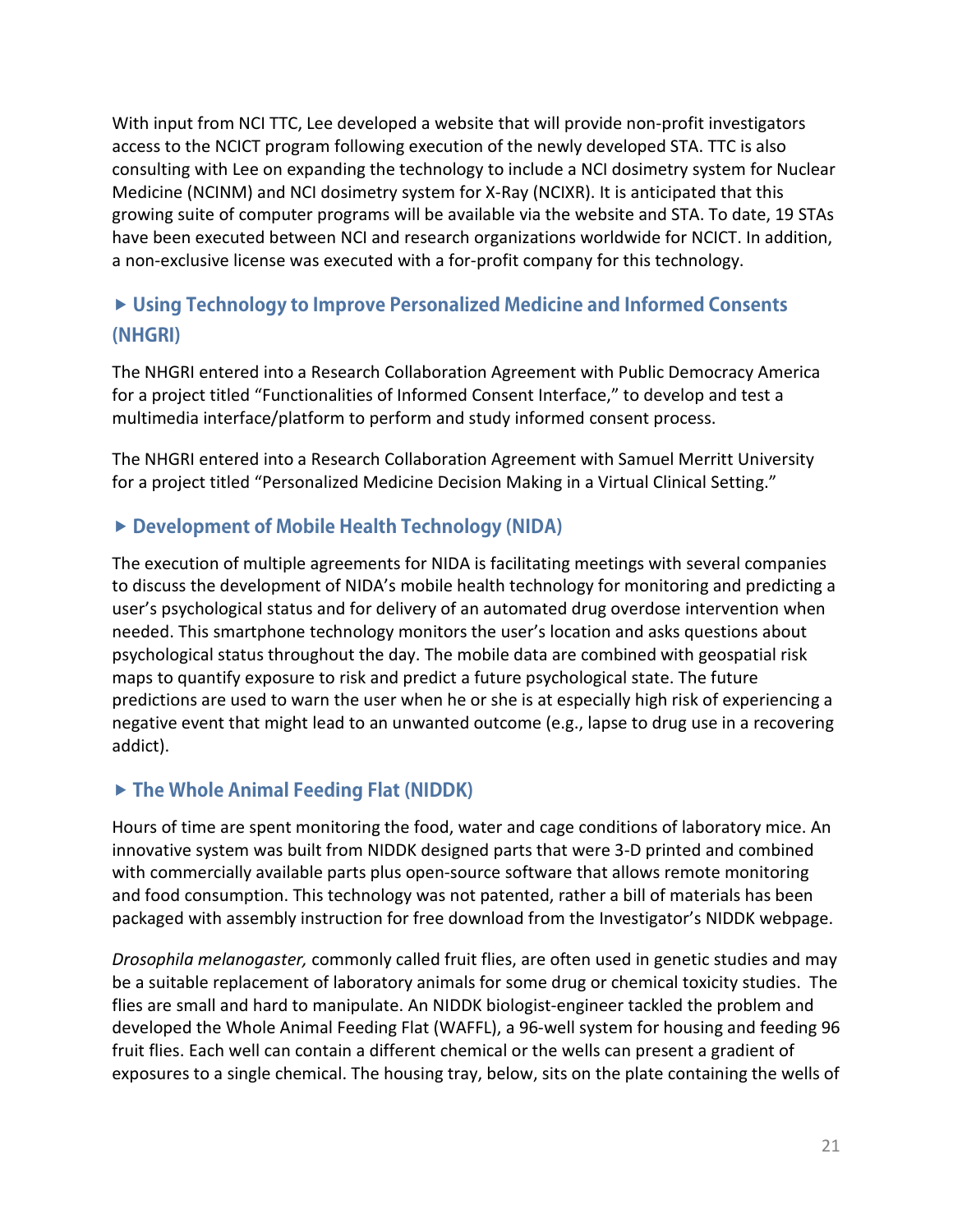With input from NCI TTC, Lee developed a website that will provide non-profit investigators access to the NCICT program following execution of the newly developed STA. TTC is also consulting with Lee on expanding the technology to include a NCI dosimetry system for Nuclear Medicine (NCINM) and NCI dosimetry system for X-Ray (NCIXR). It is anticipated that this growing suite of computer programs will be available via the website and STA. To date, 19 STAs have been executed between NCI and research organizations worldwide for NCICT. In addition, a non-exclusive license was executed with a for-profit company for this technology.

### ▶ Using Technology to Improve Personalized Medicine and Informed Consents (NHGRI)

The NHGRI entered into a Research Collaboration Agreement with Public Democracy America for a project titled "Functionalities of Informed Consent Interface," to develop and test a multimedia interface/platform to perform and study informed consent process.

The NHGRI entered into a Research Collaboration Agreement with Samuel Merritt University for a project titled "Personalized Medicine Decision Making in a Virtual Clinical Setting."

### ▶ Development of Mobile Health Technology (NIDA)

The execution of multiple agreements for NIDA is facilitating meetings with several companies to discuss the development of NIDA's mobile health technology for monitoring and predicting a user's psychological status and for delivery of an automated drug overdose intervention when needed. This smartphone technology monitors the user's location and asks questions about psychological status throughout the day. The mobile data are combined with geospatial risk maps to quantify exposure to risk and predict a future psychological state. The future predictions are used to warn the user when he or she is at especially high risk of experiencing a negative event that might lead to an unwanted outcome (e.g., lapse to drug use in a recovering addict).

### ▶ The Whole Animal Feeding Flat (NIDDK)

Hours of time are spent monitoring the food, water and cage conditions of laboratory mice. An innovative system was built from NIDDK designed parts that were 3-D printed and combined with commercially available parts plus open-source software that allows remote monitoring and food consumption. This technology was not patented, rather a bill of materials has been packaged with assembly instruction for free download from the Investigator's NIDDK webpage.

*Drosophila melanogaster,* commonly called fruit flies, are often used in genetic studies and may be a suitable replacement of laboratory animals for some drug or chemical toxicity studies. The flies are small and hard to manipulate. An NIDDK biologist-engineer tackled the problem and developed the Whole Animal Feeding Flat (WAFFL), a 96-well system for housing and feeding 96 fruit flies. Each well can contain a different chemical or the wells can present a gradient of exposures to a single chemical. The housing tray, below, sits on the plate containing the wells of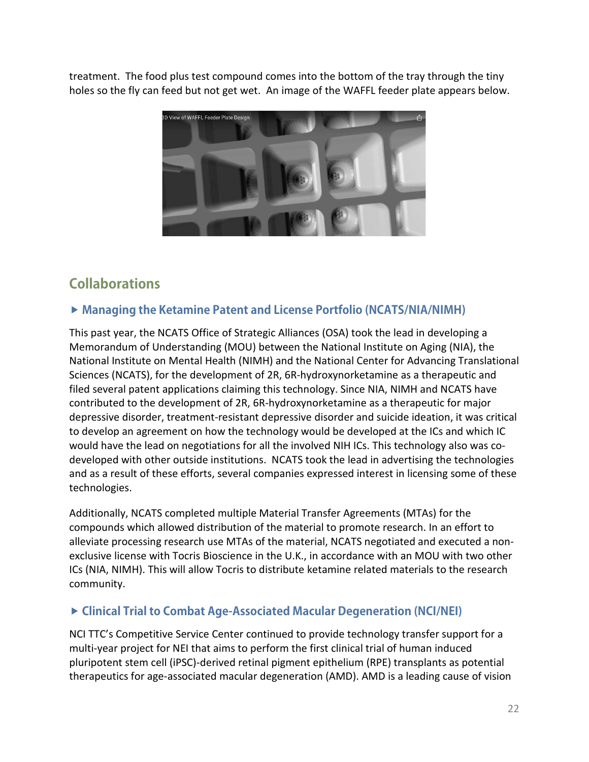treatment. The food plus test compound comes into the bottom of the tray through the tiny holes so the fly can feed but not get wet. An image of the WAFFL feeder plate appears below.

## Collaborations

### ▶ Managing the Ketamine Patent and License Portfolio (NCATS/NIA/NIMH)

This past year, the NCATS Office of Strategic Alliances (OSA) took the lead in developing a Memorandum of Understanding (MOU) between the National Institute on Aging (NIA), the National Institute on Mental Health (NIMH) and the National Center for Advancing Translational Sciences (NCATS), for the development of 2R, 6R-hydroxynorketamine as a therapeutic and filed several patent applications claiming this technology. Since NIA, NIMH and NCATS have contributed to the development of 2R, 6R-hydroxynorketamine as a therapeutic for major depressive disorder, treatment-resistant depressive disorder and suicide ideation, it was critical to develop an agreement on how the technology would be developed at the ICs and which IC would have the lead on negotiations for all the involved NIH ICs. This technology also was co-developed with other outside institutions. NCATS took the lead in advertising the technologies and as a result of these efforts, several companies expressed interest in licensing some of these technologies.

Additionally, NCATS completed multiple Material Transfer Agreements (MTAs) for the compounds which allowed distribution of the material to promote research. In an effort to alleviate processing research use MTAs of the material, NCATS negotiated and executed a non-exclusive license with Tocris Bioscience in the U.K., in accordance with an MOU with two other ICs (NIA, NIMH). This will allow Tocris to distribute ketamine related materials to the research community.

### ▶ Clinical Trial to Combat Age-Associated Macular Degeneration (NCI/NEI)

NCI TTC's Competitive Service Center continued to provide technology transfer support for a multi-year project for NEI that aims to perform the first clinical trial of human induced pluripotent stem cell (iPSC)-derived retinal pigment epithelium (RPE) transplants as potential therapeutics for age-associated macular degeneration (AMD). AMD is a leading cause of vision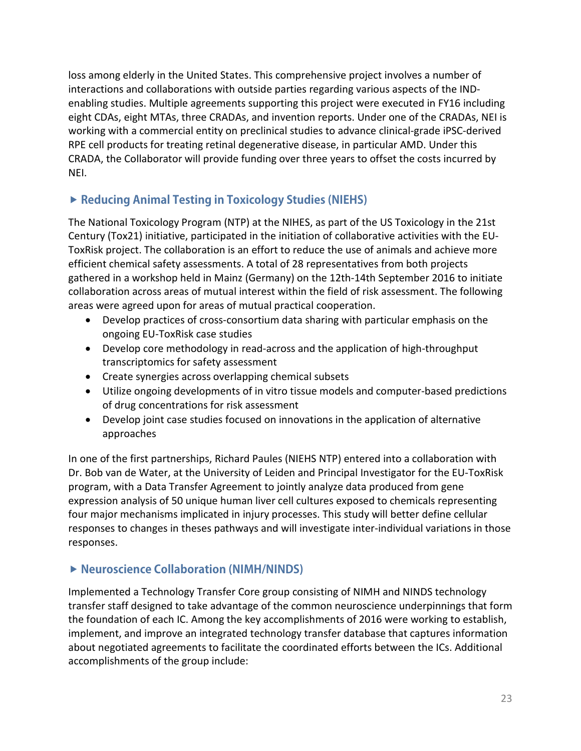loss among elderly in the United States. This comprehensive project involves a number of interactions and collaborations with outside parties regarding various aspects of the IND-enabling studies. Multiple agreements supporting this project were executed in FY16 including eight CDAs, eight MTAs, three CRADAs, and invention reports. Under one of the CRADAs, NEI is working with a commercial entity on preclinical studies to advance clinical-grade iPSC-derived RPE cell products for treating retinal degenerative disease, in particular AMD. Under this CRADA, the Collaborator will provide funding over three years to offset the costs incurred by NEI.

### ▶ Reducing Animal Testing in Toxicology Studies (NIEHS)

The National Toxicology Program (NTP) at the NIHES, as part of the US Toxicology in the 21st Century (Tox21) initiative, participated in the initiation of collaborative activities with the EU-ToxRisk project. The collaboration is an effort to reduce the use of animals and achieve more efficient chemical safety assessments. A total of 28 representatives from both projects gathered in a workshop held in Mainz (Germany) on the 12th-14th September 2016 to initiate collaboration across areas of mutual interest within the field of risk assessment. The following areas were agreed upon for areas of mutual practical cooperation.

- Develop practices of cross-consortium data sharing with particular emphasis on the ongoing EU-ToxRisk case studies
- Develop core methodology in read-across and the application of high-throughput transcriptomics for safety assessment
- Create synergies across overlapping chemical subsets
- Utilize ongoing developments of in vitro tissue models and computer-based predictions of drug concentrations for risk assessment
- Develop joint case studies focused on innovations in the application of alternative approaches

In one of the first partnerships, Richard Paules (NIEHS NTP) entered into a collaboration with Dr. Bob van de Water, at the University of Leiden and Principal Investigator for the EU-ToxRisk program, with a Data Transfer Agreement to jointly analyze data produced from gene expression analysis of 50 unique human liver cell cultures exposed to chemicals representing four major mechanisms implicated in injury processes. This study will better define cellular responses to changes in theses pathways and will investigate inter-individual variations in those responses.

### ▶ Neuroscience Collaboration (NIMH/NINDS)

Implemented a Technology Transfer Core group consisting of NIMH and NINDS technology transfer staff designed to take advantage of the common neuroscience underpinnings that form the foundation of each IC. Among the key accomplishments of 2016 were working to establish, implement, and improve an integrated technology transfer database that captures information about negotiated agreements to facilitate the coordinated efforts between the ICs. Additional accomplishments of the group include: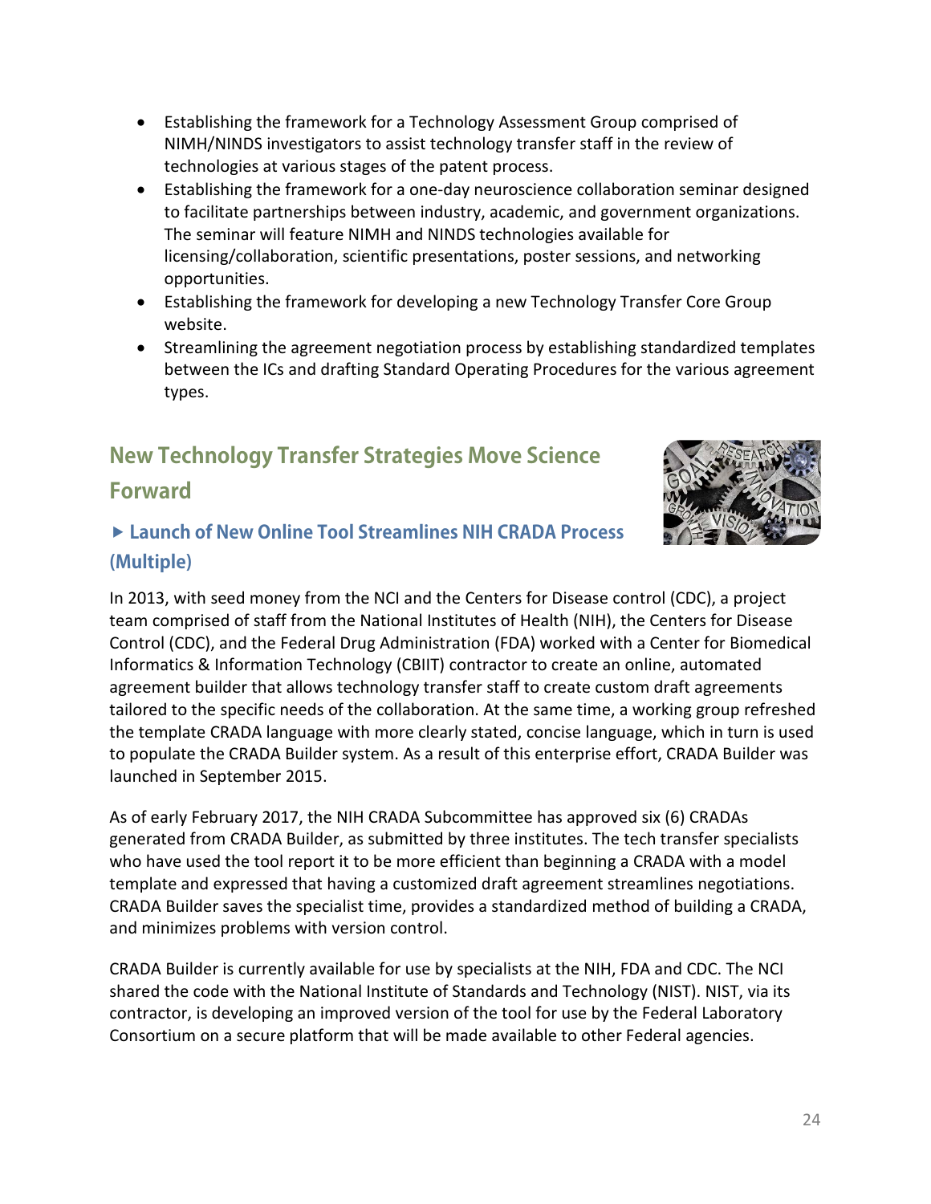- Establishing the framework for a Technology Assessment Group comprised of NIMH/NINDS investigators to assist technology transfer staff in the review of technologies at various stages of the patent process.
- Establishing the framework for a one-day neuroscience collaboration seminar designed to facilitate partnerships between industry, academic, and government organizations. The seminar will feature NIMH and NINDS technologies available for licensing/collaboration, scientific presentations, poster sessions, and networking opportunities.
- Establishing the framework for developing a new Technology Transfer Core Group website.
- Streamlining the agreement negotiation process by establishing standardized templates between the ICs and drafting Standard Operating Procedures for the various agreement types.

## New Technology Transfer Strategies Move Science Forward

### ▶ Launch of New Online Tool Streamlines NIH CRADA Process (Multiple)

In 2013, with seed money from the NCI and the Centers for Disease control (CDC), a project team comprised of staff from the National Institutes of Health (NIH), the Centers for Disease Control (CDC), and the Federal Drug Administration (FDA) worked with a Center for Biomedical Informatics & Information Technology (CBIIT) contractor to create an online, automated agreement builder that allows technology transfer staff to create custom draft agreements tailored to the specific needs of the collaboration. At the same time, a working group refreshed the template CRADA language with more clearly stated, concise language, which in turn is used to populate the CRADA Builder system. As a result of this enterprise effort, CRADA Builder was launched in September 2015.

As of early February 2017, the NIH CRADA Subcommittee has approved six (6) CRADAs generated from CRADA Builder, as submitted by three institutes. The tech transfer specialists who have used the tool report it to be more efficient than beginning a CRADA with a model template and expressed that having a customized draft agreement streamlines negotiations. CRADA Builder saves the specialist time, provides a standardized method of building a CRADA, and minimizes problems with version control.

CRADA Builder is currently available for use by specialists at the NIH, FDA and CDC. The NCI shared the code with the National Institute of Standards and Technology (NIST). NIST, via its contractor, is developing an improved version of the tool for use by the Federal Laboratory Consortium on a secure platform that will be made available to other Federal agencies.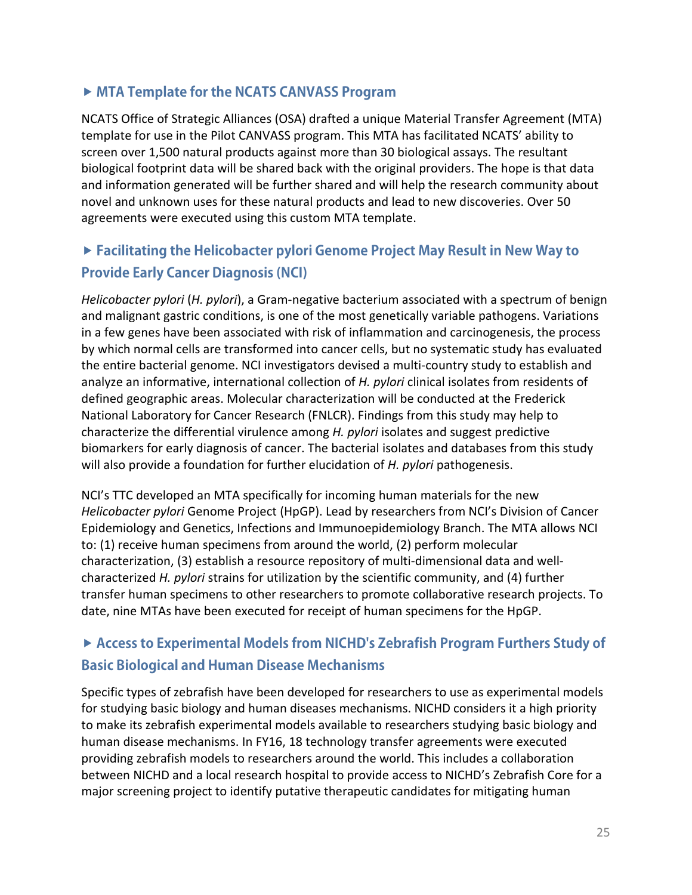### ▸ MTA Template for the NCATS CANVASS Program

NCATS Office of Strategic Alliances (OSA) drafted a unique Material Transfer Agreement (MTA) template for use in the Pilot CANVASS program. This MTA has facilitated NCATS' ability to screen over 1,500 natural products against more than 30 biological assays. The resultant biological footprint data will be shared back with the original providers. The hope is that data and information generated will be further shared and will help the research community about novel and unknown uses for these natural products and lead to new discoveries. Over 50 agreements were executed using this custom MTA template.

### ▸ Facilitating the Helicobacter pylori Genome Project May Result in New Way to Provide Early Cancer Diagnosis (NCI)

*Helicobacter pylori* (*H. pylori*), a Gram-negative bacterium associated with a spectrum of benign and malignant gastric conditions, is one of the most genetically variable pathogens. Variations in a few genes have been associated with risk of inflammation and carcinogenesis, the process by which normal cells are transformed into cancer cells, but no systematic study has evaluated the entire bacterial genome. NCI investigators devised a multi-country study to establish and analyze an informative, international collection of *H. pylori* clinical isolates from residents of defined geographic areas. Molecular characterization will be conducted at the Frederick National Laboratory for Cancer Research (FNLCR). Findings from this study may help to characterize the differential virulence among *H. pylori* isolates and suggest predictive biomarkers for early diagnosis of cancer. The bacterial isolates and databases from this study will also provide a foundation for further elucidation of *H. pylori* pathogenesis.

NCI's TTC developed an MTA specifically for incoming human materials for the new *Helicobacter pylori* Genome Project (HpGP). Lead by researchers from NCI's Division of Cancer Epidemiology and Genetics, Infections and Immunoepidemiology Branch. The MTA allows NCI to: (1) receive human specimens from around the world, (2) perform molecular characterization, (3) establish a resource repository of multi-dimensional data and well-characterized *H. pylori* strains for utilization by the scientific community, and (4) further transfer human specimens to other researchers to promote collaborative research projects. To date, nine MTAs have been executed for receipt of human specimens for the HpGP.

### ▸ Access to Experimental Models from NICHD's Zebrafish Program Furthers Study of Basic Biological and Human Disease Mechanisms

Specific types of zebrafish have been developed for researchers to use as experimental models for studying basic biology and human diseases mechanisms. NICHD considers it a high priority to make its zebrafish experimental models available to researchers studying basic biology and human disease mechanisms. In FY16, 18 technology transfer agreements were executed providing zebrafish models to researchers around the world. This includes a collaboration between NICHD and a local research hospital to provide access to NICHD's Zebrafish Core for a major screening project to identify putative therapeutic candidates for mitigating human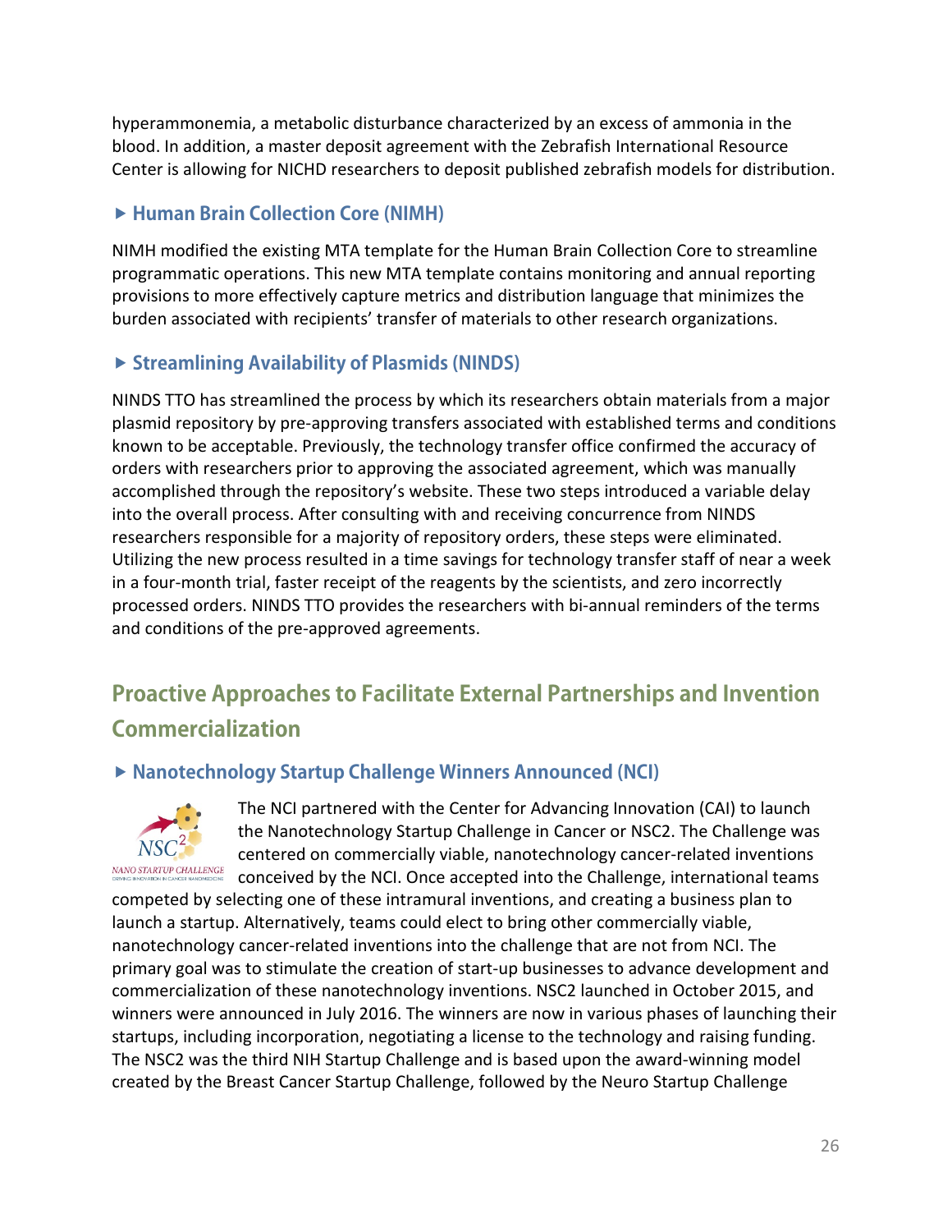hyperammonemia, a metabolic disturbance characterized by an excess of ammonia in the blood. In addition, a master deposit agreement with the Zebrafish International Resource Center is allowing for NICHD researchers to deposit published zebrafish models for distribution.

### ▶ Human Brain Collection Core (NIMH)

NIMH modified the existing MTA template for the Human Brain Collection Core to streamline programmatic operations. This new MTA template contains monitoring and annual reporting provisions to more effectively capture metrics and distribution language that minimizes the burden associated with recipients' transfer of materials to other research organizations.

### ▶ Streamlining Availability of Plasmids (NINDS)

NINDS TTO has streamlined the process by which its researchers obtain materials from a major plasmid repository by pre-approving transfers associated with established terms and conditions known to be acceptable. Previously, the technology transfer office confirmed the accuracy of orders with researchers prior to approving the associated agreement, which was manually accomplished through the repository's website. These two steps introduced a variable delay into the overall process. After consulting with and receiving concurrence from NINDS researchers responsible for a majority of repository orders, these steps were eliminated. Utilizing the new process resulted in a time savings for technology transfer staff of near a week in a four-month trial, faster receipt of the reagents by the scientists, and zero incorrectly processed orders. NINDS TTO provides the researchers with bi-annual reminders of the terms and conditions of the pre-approved agreements.

## Proactive Approaches to Facilitate External Partnerships and Invention Commercialization

### ▶ Nanotechnology Startup Challenge Winners Announced (NCI)

The NCI partnered with the Center for Advancing Innovation (CAI) to launch the Nanotechnology Startup Challenge in Cancer or NSC2. The Challenge was centered on commercially viable, nanotechnology cancer-related inventions conceived by the NCI. Once accepted into the Challenge, international teams competed by selecting one of these intramural inventions, and creating a business plan to launch a startup. Alternatively, teams could elect to bring other commercially viable, nanotechnology cancer-related inventions into the challenge that are not from NCI. The primary goal was to stimulate the creation of start-up businesses to advance development and commercialization of these nanotechnology inventions. NSC2 launched in October 2015, and winners were announced in July 2016. The winners are now in various phases of launching their startups, including incorporation, negotiating a license to the technology and raising funding. The NSC2 was the third NIH Startup Challenge and is based upon the award-winning model created by the Breast Cancer Startup Challenge, followed by the Neuro Startup Challenge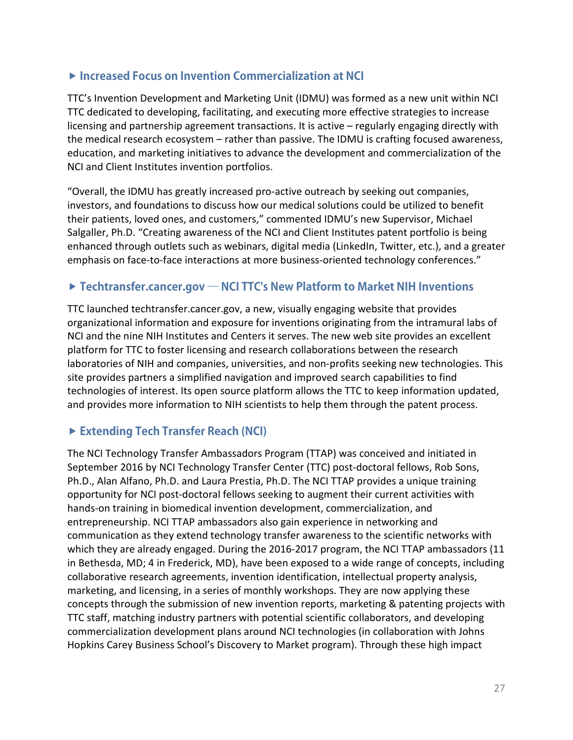## ▶ Increased Focus on Invention Commercialization at NCI

TTC's Invention Development and Marketing Unit (IDMU) was formed as a new unit within NCI TTC dedicated to developing, facilitating, and executing more effective strategies to increase licensing and partnership agreement transactions. It is active – regularly engaging directly with the medical research ecosystem – rather than passive. The IDMU is crafting focused awareness, education, and marketing initiatives to advance the development and commercialization of the NCI and Client Institutes invention portfolios.

"Overall, the IDMU has greatly increased pro-active outreach by seeking out companies, investors, and foundations to discuss how our medical solutions could be utilized to benefit their patients, loved ones, and customers," commented IDMU's new Supervisor, Michael Salgaller, Ph.D. "Creating awareness of the NCI and Client Institutes patent portfolio is being enhanced through outlets such as webinars, digital media (LinkedIn, Twitter, etc.), and a greater emphasis on face-to-face interactions at more business-oriented technology conferences."

## ▶ Techtransfer.cancer.gov — NCI TTC's New Platform to Market NIH Inventions

TTC launched techtransfer.cancer.gov, a new, visually engaging website that provides organizational information and exposure for inventions originating from the intramural labs of NCI and the nine NIH Institutes and Centers it serves. The new web site provides an excellent platform for TTC to foster licensing and research collaborations between the research laboratories of NIH and companies, universities, and non-profits seeking new technologies. This site provides partners a simplified navigation and improved search capabilities to find technologies of interest. Its open source platform allows the TTC to keep information updated, and provides more information to NIH scientists to help them through the patent process.

## ▶ Extending Tech Transfer Reach (NCI)

The NCI Technology Transfer Ambassadors Program (TTAP) was conceived and initiated in September 2016 by NCI Technology Transfer Center (TTC) post-doctoral fellows, Rob Sons, Ph.D., Alan Alfano, Ph.D. and Laura Prestia, Ph.D. The NCI TTAP provides a unique training opportunity for NCI post-doctoral fellows seeking to augment their current activities with hands-on training in biomedical invention development, commercialization, and entrepreneurship. NCI TTAP ambassadors also gain experience in networking and communication as they extend technology transfer awareness to the scientific networks with which they are already engaged. During the 2016-2017 program, the NCI TTAP ambassadors (11 in Bethesda, MD; 4 in Frederick, MD), have been exposed to a wide range of concepts, including collaborative research agreements, invention identification, intellectual property analysis, marketing, and licensing, in a series of monthly workshops. They are now applying these concepts through the submission of new invention reports, marketing & patenting projects with TTC staff, matching industry partners with potential scientific collaborators, and developing commercialization development plans around NCI technologies (in collaboration with Johns Hopkins Carey Business School's Discovery to Market program). Through these high impact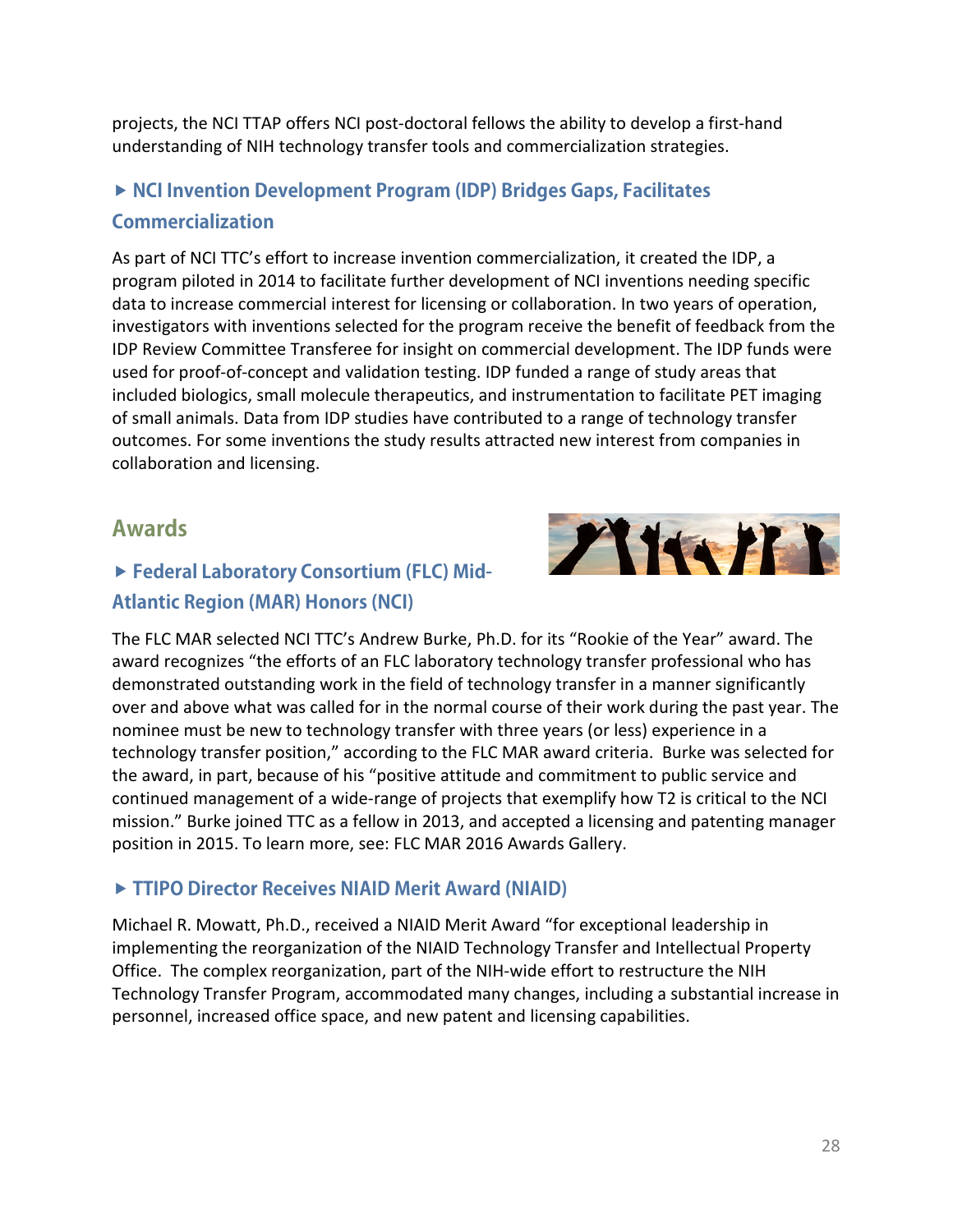projects, the NCI TTAP offers NCI post-doctoral fellows the ability to develop a first-hand understanding of NIH technology transfer tools and commercialization strategies.

### ▸ NCI Invention Development Program (IDP) Bridges Gaps, Facilitates Commercialization

As part of NCI TTC's effort to increase invention commercialization, it created the IDP, a program piloted in 2014 to facilitate further development of NCI inventions needing specific data to increase commercial interest for licensing or collaboration. In two years of operation, investigators with inventions selected for the program receive the benefit of feedback from the IDP Review Committee Transferee for insight on commercial development. The IDP funds were used for proof-of-concept and validation testing. IDP funded a range of study areas that included biologics, small molecule therapeutics, and instrumentation to facilitate PET imaging of small animals. Data from IDP studies have contributed to a range of technology transfer outcomes. For some inventions the study results attracted new interest from companies in collaboration and licensing.

## Awards

### ▸ Federal Laboratory Consortium (FLC) Mid-Atlantic Region (MAR) Honors (NCI)

The FLC MAR selected NCI TTC's Andrew Burke, Ph.D. for its "Rookie of the Year" award. The award recognizes "the efforts of an FLC laboratory technology transfer professional who has demonstrated outstanding work in the field of technology transfer in a manner significantly over and above what was called for in the normal course of their work during the past year. The nominee must be new to technology transfer with three years (or less) experience in a technology transfer position," according to the FLC MAR award criteria. Burke was selected for the award, in part, because of his "positive attitude and commitment to public service and continued management of a wide-range of projects that exemplify how T2 is critical to the NCI mission." Burke joined TTC as a fellow in 2013, and accepted a licensing and patenting manager position in 2015. To learn more, see: FLC MAR 2016 Awards Gallery.

### ▸ TTIPO Director Receives NIAID Merit Award (NIAID)

Michael R. Mowatt, Ph.D., received a NIAID Merit Award "for exceptional leadership in implementing the reorganization of the NIAID Technology Transfer and Intellectual Property Office. The complex reorganization, part of the NIH-wide effort to restructure the NIH Technology Transfer Program, accommodated many changes, including a substantial increase in personnel, increased office space, and new patent and licensing capabilities.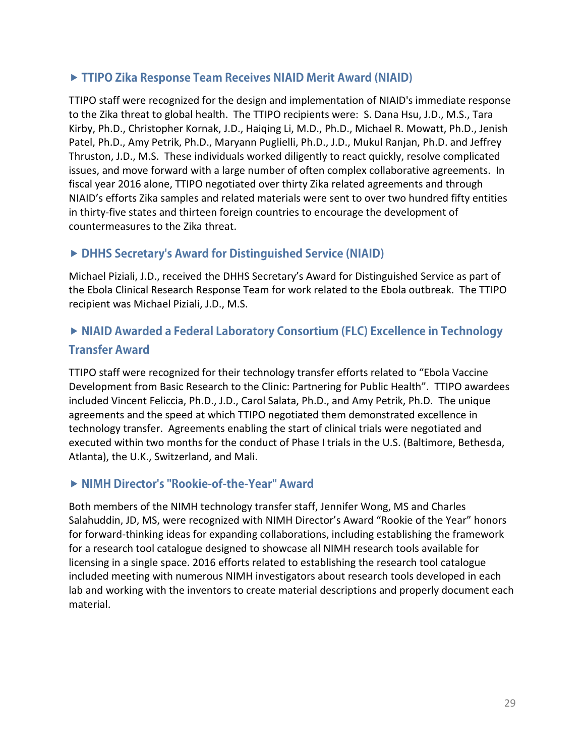### ▶ TTIPO Zika Response Team Receives NIAID Merit Award (NIAID)

TTIPO staff were recognized for the design and implementation of NIAID's immediate response to the Zika threat to global health. The TTIPO recipients were: S. Dana Hsu, J.D., M.S., Tara Kirby, Ph.D., Christopher Kornak, J.D., Haiqing Li, M.D., Ph.D., Michael R. Mowatt, Ph.D., Jenish Patel, Ph.D., Amy Petrik, Ph.D., Maryann Puglielli, Ph.D., J.D., Mukul Ranjan, Ph.D. and Jeffrey Thruston, J.D., M.S. These individuals worked diligently to react quickly, resolve complicated issues, and move forward with a large number of often complex collaborative agreements. In fiscal year 2016 alone, TTIPO negotiated over thirty Zika related agreements and through NIAID's efforts Zika samples and related materials were sent to over two hundred fifty entities in thirty-five states and thirteen foreign countries to encourage the development of countermeasures to the Zika threat.

### ▶ DHHS Secretary's Award for Distinguished Service (NIAID)

Michael Piziali, J.D., received the DHHS Secretary's Award for Distinguished Service as part of the Ebola Clinical Research Response Team for work related to the Ebola outbreak. The TTIPO recipient was Michael Piziali, J.D., M.S.

### ▶ NIAID Awarded a Federal Laboratory Consortium (FLC) Excellence in Technology Transfer Award

TTIPO staff were recognized for their technology transfer efforts related to "Ebola Vaccine Development from Basic Research to the Clinic: Partnering for Public Health". TTIPO awardees included Vincent Feliccia, Ph.D., J.D., Carol Salata, Ph.D., and Amy Petrik, Ph.D. The unique agreements and the speed at which TTIPO negotiated them demonstrated excellence in technology transfer. Agreements enabling the start of clinical trials were negotiated and executed within two months for the conduct of Phase I trials in the U.S. (Baltimore, Bethesda, Atlanta), the U.K., Switzerland, and Mali.

### ▶ NIMH Director's "Rookie-of-the-Year" Award

Both members of the NIMH technology transfer staff, Jennifer Wong, MS and Charles Salahuddin, JD, MS, were recognized with NIMH Director's Award "Rookie of the Year" honors for forward-thinking ideas for expanding collaborations, including establishing the framework for a research tool catalogue designed to showcase all NIMH research tools available for licensing in a single space. 2016 efforts related to establishing the research tool catalogue included meeting with numerous NIMH investigators about research tools developed in each lab and working with the inventors to create material descriptions and properly document each material.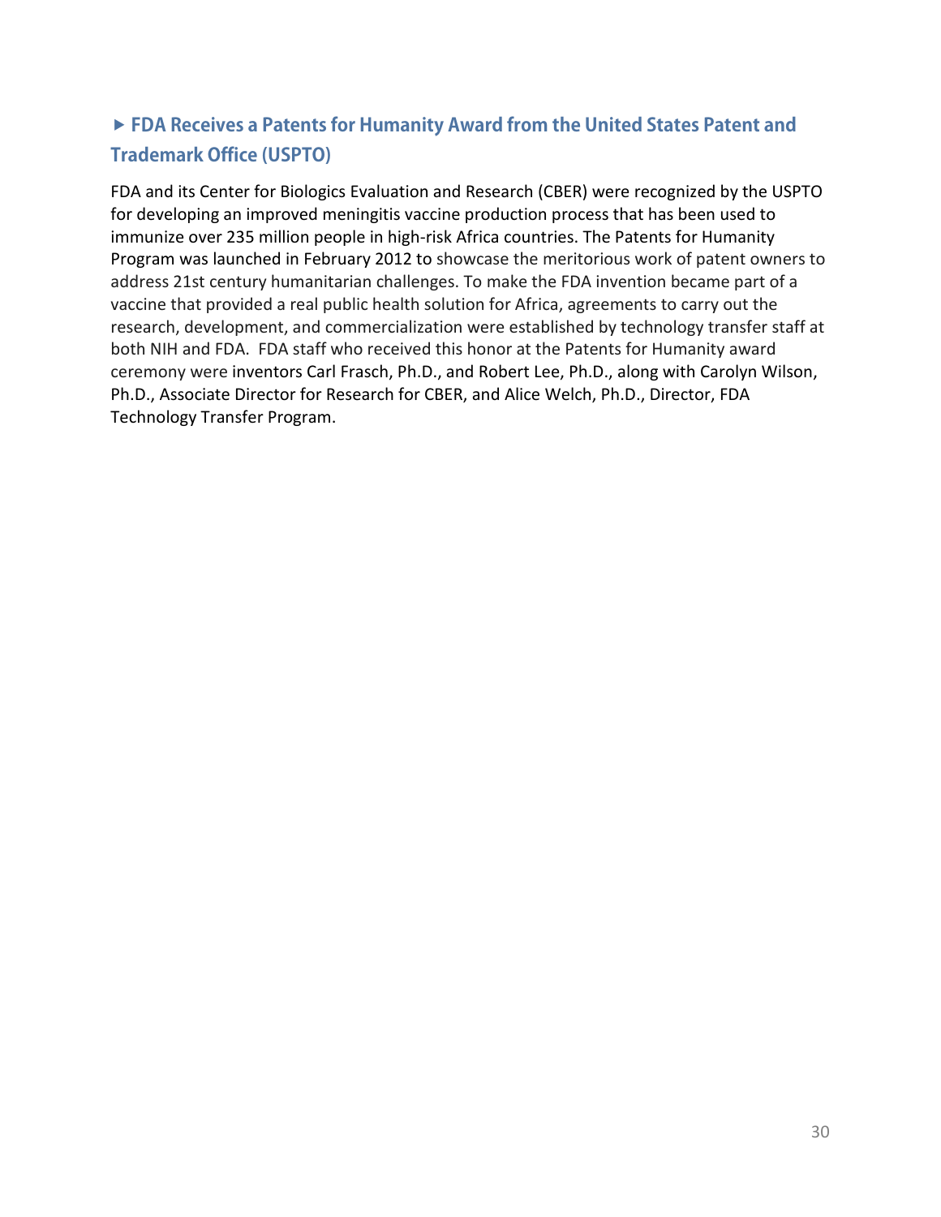### ▶ FDA Receives a Patents for Humanity Award from the United States Patent and Trademark Office (USPTO)

FDA and its Center for Biologics Evaluation and Research (CBER) were recognized by the USPTO for developing an improved meningitis vaccine production process that has been used to immunize over 235 million people in high-risk Africa countries. The Patents for Humanity Program was launched in February 2012 to showcase the meritorious work of patent owners to address 21st century humanitarian challenges. To make the FDA invention became part of a vaccine that provided a real public health solution for Africa, agreements to carry out the research, development, and commercialization were established by technology transfer staff at both NIH and FDA. FDA staff who received this honor at the Patents for Humanity award ceremony were inventors Carl Frasch, Ph.D., and Robert Lee, Ph.D., along with Carolyn Wilson, Ph.D., Associate Director for Research for CBER, and Alice Welch, Ph.D., Director, FDA Technology Transfer Program.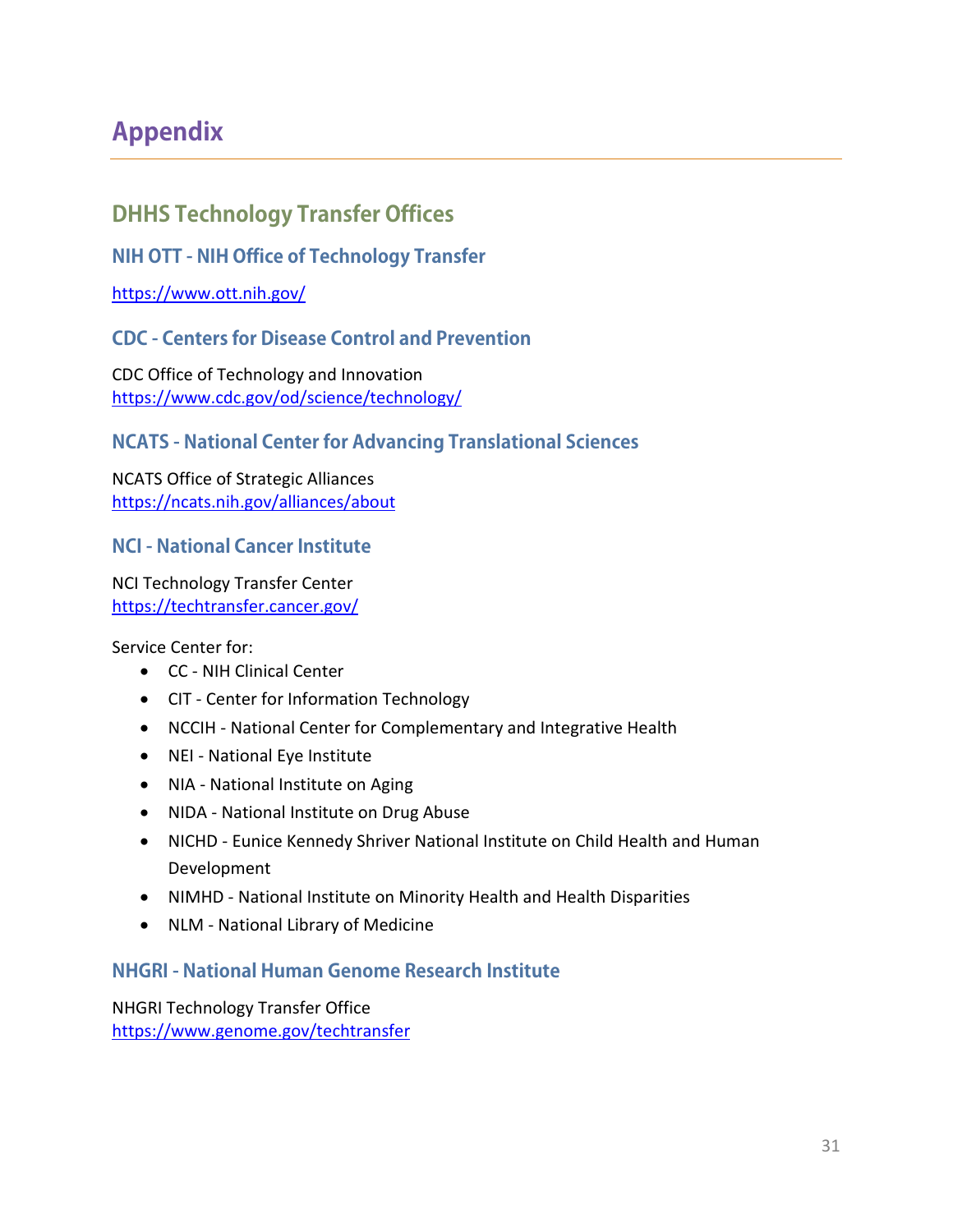# Appendix

## DHHS Technology Transfer Offices

### NIH OTT - NIH Office of Technology Transfer

https://www.ott.nih.gov/

### CDC - Centers for Disease Control and Prevention

CDC Office of Technology and Innovation
https://www.cdc.gov/od/science/technology/

### NCATS - National Center for Advancing Translational Sciences

NCATS Office of Strategic Alliances
https://ncats.nih.gov/alliances/about

### NCI - National Cancer Institute

NCI Technology Transfer Center
https://techtransfer.cancer.gov/

Service Center for:

- CC - NIH Clinical Center
- CIT - Center for Information Technology
- NCCIH - National Center for Complementary and Integrative Health
- NEI - National Eye Institute
- NIA - National Institute on Aging
- NIDA - National Institute on Drug Abuse
- NICHD - Eunice Kennedy Shriver National Institute on Child Health and Human Development
- NIMHD - National Institute on Minority Health and Health Disparities
- NLM - National Library of Medicine

### NHGRI - National Human Genome Research Institute

NHGRI Technology Transfer Office
https://www.genome.gov/techtransfer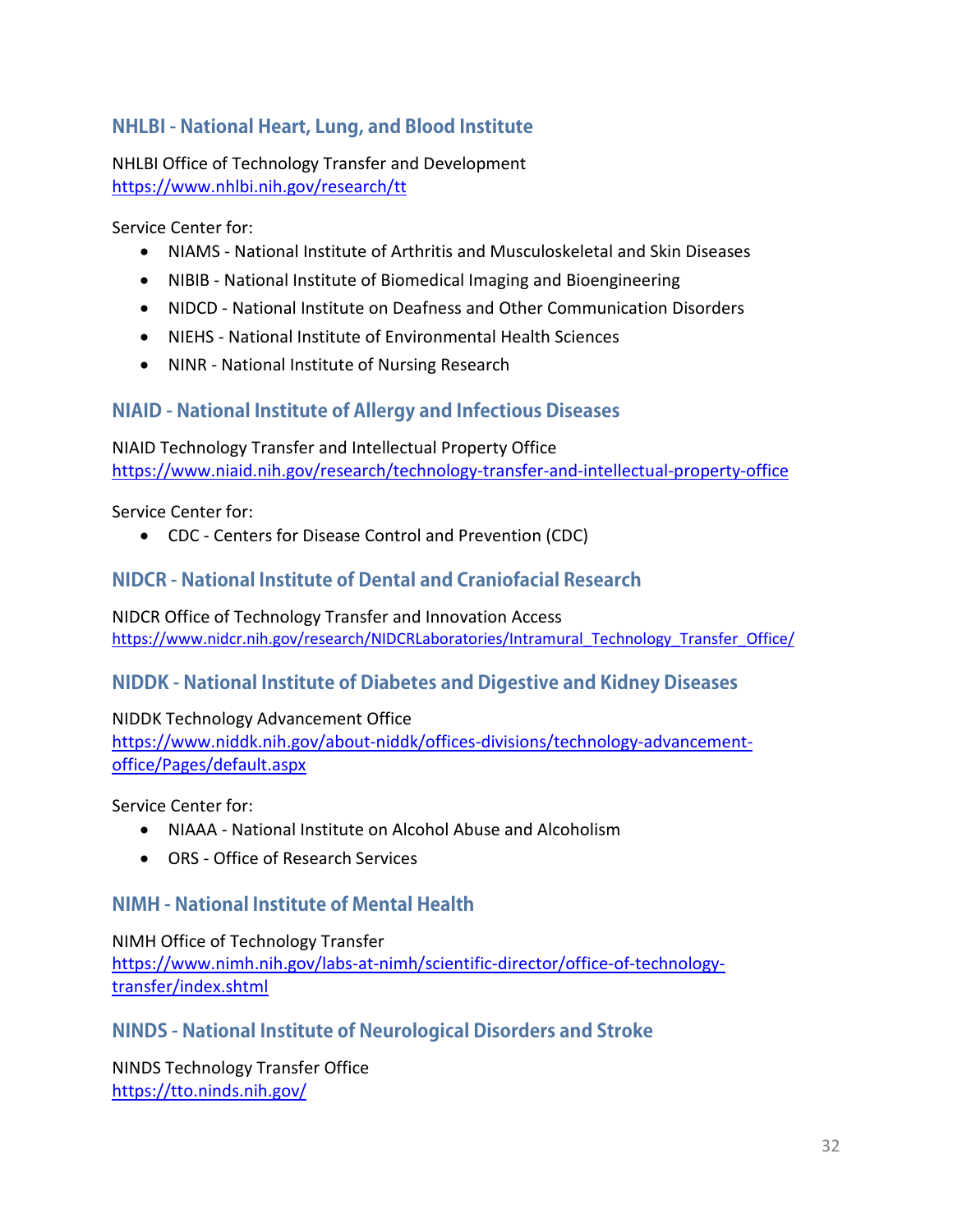## NHLBI - National Heart, Lung, and Blood Institute

NHLBI Office of Technology Transfer and Development
https://www.nhlbi.nih.gov/research/tt

Service Center for:

- NIAMS - National Institute of Arthritis and Musculoskeletal and Skin Diseases
- NIBIB - National Institute of Biomedical Imaging and Bioengineering
- NIDCD - National Institute on Deafness and Other Communication Disorders
- NIEHS - National Institute of Environmental Health Sciences
- NINR - National Institute of Nursing Research

## NIAID - National Institute of Allergy and Infectious Diseases

NIAID Technology Transfer and Intellectual Property Office
https://www.niaid.nih.gov/research/technology-transfer-and-intellectual-property-office

Service Center for:

- CDC - Centers for Disease Control and Prevention (CDC)

## NIDCR - National Institute of Dental and Craniofacial Research

NIDCR Office of Technology Transfer and Innovation Access
https://www.nidcr.nih.gov/research/NIDCRLaboratories/Intramural_Technology_Transfer_Office/

## NIDDK - National Institute of Diabetes and Digestive and Kidney Diseases

NIDDK Technology Advancement Office
https://www.niddk.nih.gov/about-niddk/offices-divisions/technology-advancement-office/Pages/default.aspx

Service Center for:

- NIAAA - National Institute on Alcohol Abuse and Alcoholism
- ORS - Office of Research Services

## NIMH - National Institute of Mental Health

NIMH Office of Technology Transfer
https://www.nimh.nih.gov/labs-at-nimh/scientific-director/office-of-technology-transfer/index.shtml

## NINDS - National Institute of Neurological Disorders and Stroke

NINDS Technology Transfer Office
https://tto.ninds.nih.gov/